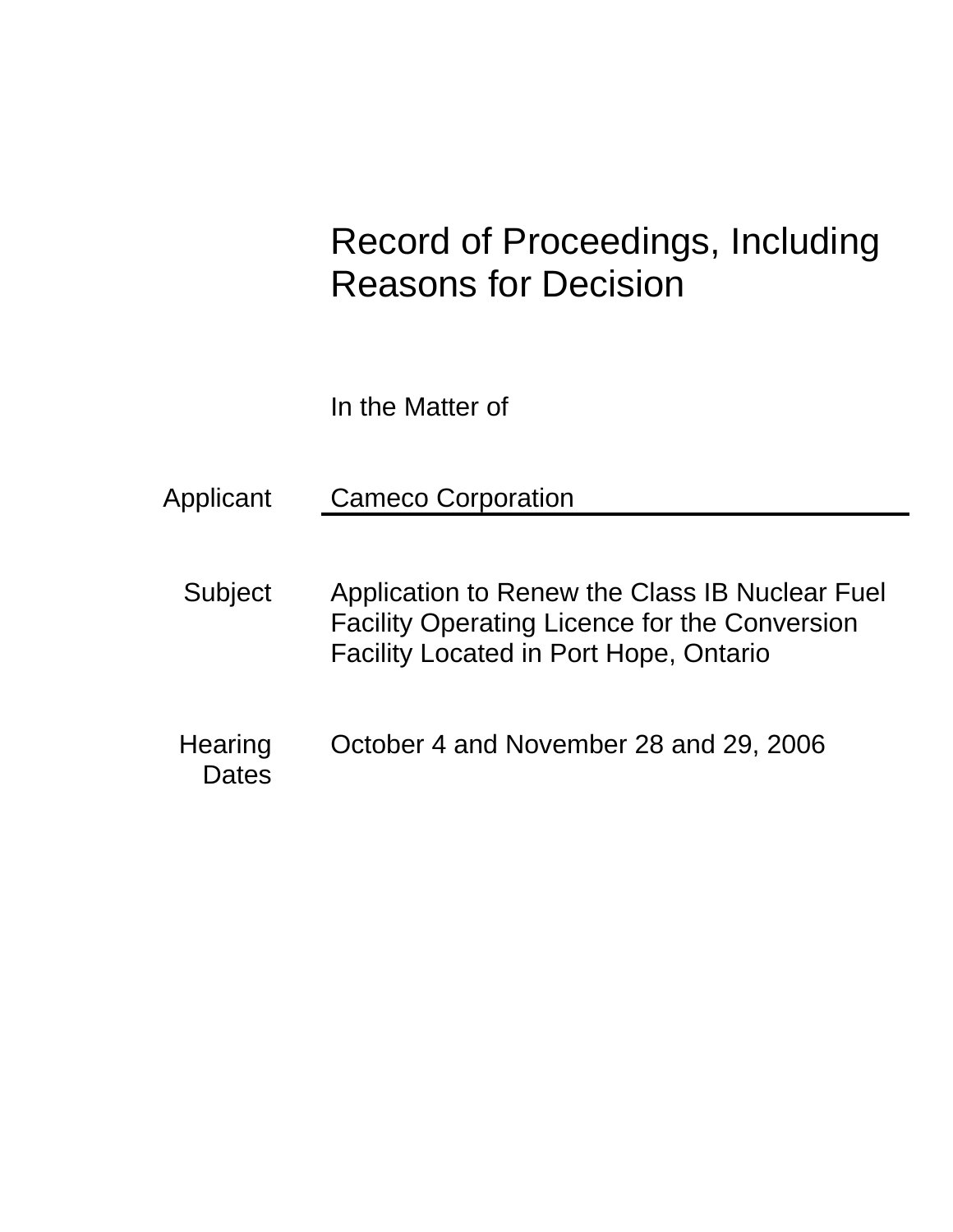# Record of Proceedings, Including Reasons for Decision

In the Matter of

| | |
|---|---|
| Applicant | Cameco Corporation |
| Subject | Application to Renew the Class IB Nuclear Fuel Facility Operating Licence for the Conversion Facility Located in Port Hope, Ontario |
| Hearing Dates | October 4 and November 28 and 29, 2006 |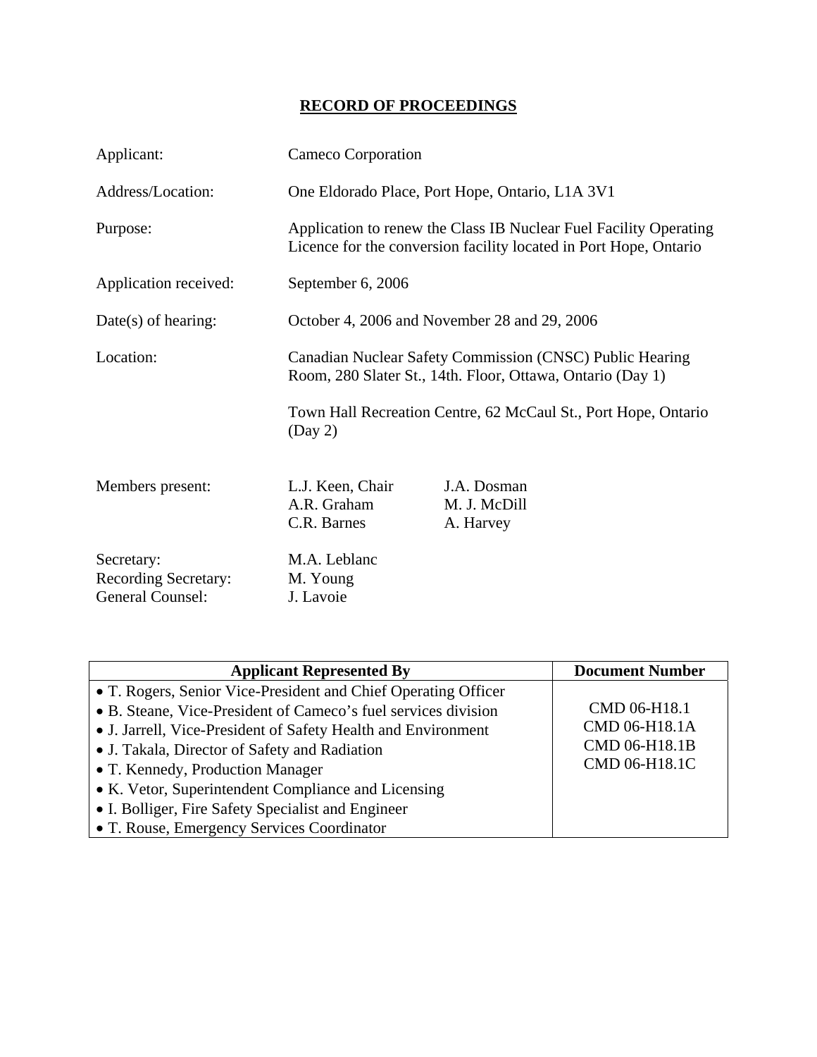# RECORD OF PROCEEDINGS

| | |
|---|---|
| Applicant: | Cameco Corporation |
| Address/Location: | One Eldorado Place, Port Hope, Ontario, L1A 3V1 |
| Purpose: | Application to renew the Class IB Nuclear Fuel Facility Operating Licence for the conversion facility located in Port Hope, Ontario |
| Application received: | September 6, 2006 |
| Date(s) of hearing: | October 4, 2006 and November 28 and 29, 2006 |
| Location: | Canadian Nuclear Safety Commission (CNSC) Public Hearing Room, 280 Slater St., 14th. Floor, Ottawa, Ontario (Day 1)<br><br>Town Hall Recreation Centre, 62 McCaul St., Port Hope, Ontario (Day 2) |
| Members present: | L.J. Keen, Chair; J.A. Dosman; A.R. Graham; M. J. McDill; C.R. Barnes; A. Harvey |
| Secretary: | M.A. Leblanc |
| Recording Secretary: | M. Young |
| General Counsel: | J. Lavoie |

| Applicant Represented By | Document Number |
|---|---|
| • T. Rogers, Senior Vice-President and Chief Operating Officer<br>• B. Steane, Vice-President of Cameco's fuel services division<br>• J. Jarrell, Vice-President of Safety Health and Environment<br>• J. Takala, Director of Safety and Radiation<br>• T. Kennedy, Production Manager<br>• K. Vetor, Superintendent Compliance and Licensing<br>• I. Bolliger, Fire Safety Specialist and Engineer<br>• T. Rouse, Emergency Services Coordinator | CMD 06-H18.1<br>CMD 06-H18.1A<br>CMD 06-H18.1B<br>CMD 06-H18.1C |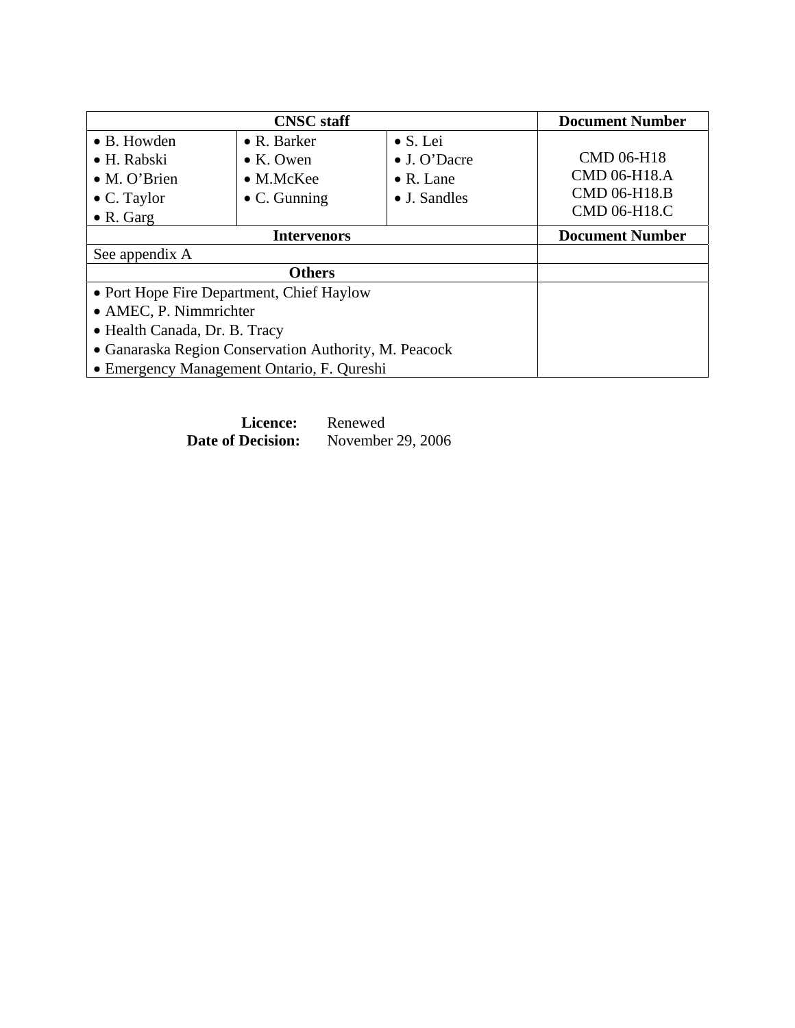| CNSC staff | | | Document Number |
|---|---|---|---|
| • B. Howden<br>• H. Rabski<br>• M. O'Brien<br>• C. Taylor<br>• R. Garg | • R. Barker<br>• K. Owen<br>• M.McKee<br>• C. Gunning | • S. Lei<br>• J. O'Dacre<br>• R. Lane<br>• J. Sandles | CMD 06-H18<br>CMD 06-H18.A<br>CMD 06-H18.B<br>CMD 06-H18.C |
| **Intervenors** | | | **Document Number** |
| See appendix A | | | |
| **Others** | | | |
| • Port Hope Fire Department, Chief Haylow<br>• AMEC, P. Nimmrichter<br>• Health Canada, Dr. B. Tracy<br>• Ganaraska Region Conservation Authority, M. Peacock<br>• Emergency Management Ontario, F. Qureshi | | | |

**Licence:** Renewed
**Date of Decision:** November 29, 2006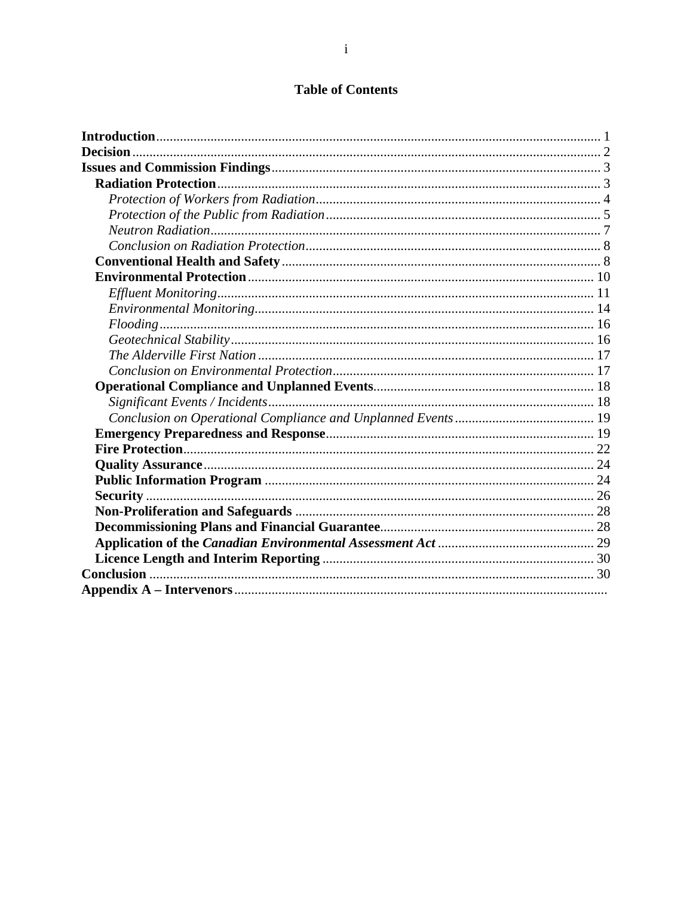# Table of Contents

**Introduction**........................................................................................................................ 1
**Decision**............................................................................................................................... 2
**Issues and Commission Findings**...................................................................................... 3
- **Radiation Protection**...................................................................................................... 3
  - *Protection of Workers from Radiation*........................................................................ 4
  - *Protection of the Public from Radiation*..................................................................... 5
  - *Neutron Radiation*....................................................................................................... 7
  - *Conclusion on Radiation Protection*........................................................................... 8
- **Conventional Health and Safety**.................................................................................... 8
- **Environmental Protection**............................................................................................ 10
  - *Effluent Monitoring*................................................................................................... 11
  - *Environmental Monitoring*........................................................................................ 14
  - *Flooding*.................................................................................................................... 16
  - *Geotechnical Stability*............................................................................................... 16
  - *The Alderville First Nation*....................................................................................... 17
  - *Conclusion on Environmental Protection*................................................................. 17
- **Operational Compliance and Unplanned Events**........................................................ 18
  - *Significant Events / Incidents*.................................................................................... 18
  - *Conclusion on Operational Compliance and Unplanned Events*............................... 19
- **Emergency Preparedness and Response**..................................................................... 19
- **Fire Protection**............................................................................................................. 22
- **Quality Assurance**........................................................................................................ 24
- **Public Information Program**........................................................................................ 24
- **Security**........................................................................................................................ 26
- **Non-Proliferation and Safeguards**.............................................................................. 28
- **Decommissioning Plans and Financial Guarantee**...................................................... 28
- **Application of the *Canadian Environmental Assessment Act***.................................. 29
- **Licence Length and Interim Reporting**........................................................................ 30

**Conclusion**......................................................................................................................... 30
**Appendix A – Intervenors**...................................................................................................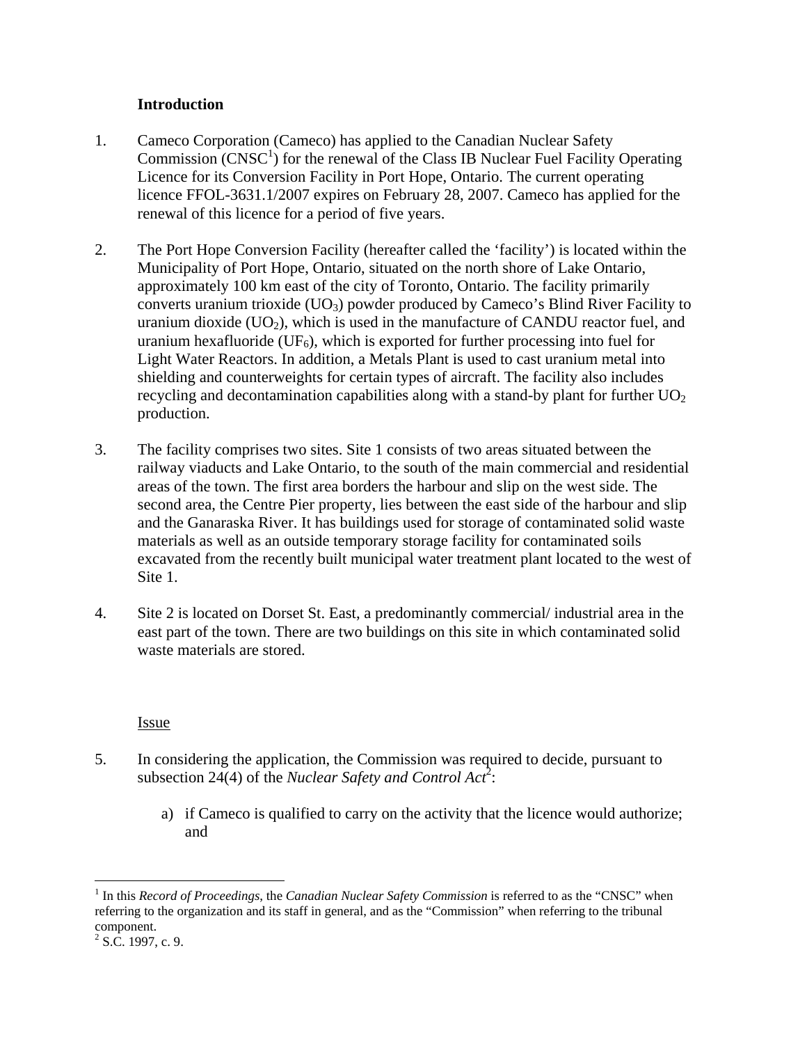**Introduction**

1. Cameco Corporation (Cameco) has applied to the Canadian Nuclear Safety Commission (CNSC[1]) for the renewal of the Class IB Nuclear Fuel Facility Operating Licence for its Conversion Facility in Port Hope, Ontario. The current operating licence FFOL-3631.1/2007 expires on February 28, 2007. Cameco has applied for the renewal of this licence for a period of five years.

2. The Port Hope Conversion Facility (hereafter called the 'facility') is located within the Municipality of Port Hope, Ontario, situated on the north shore of Lake Ontario, approximately 100 km east of the city of Toronto, Ontario. The facility primarily converts uranium trioxide ($UO_3$) powder produced by Cameco's Blind River Facility to uranium dioxide ($UO_2$), which is used in the manufacture of CANDU reactor fuel, and uranium hexafluoride ($UF_6$), which is exported for further processing into fuel for Light Water Reactors. In addition, a Metals Plant is used to cast uranium metal into shielding and counterweights for certain types of aircraft. The facility also includes recycling and decontamination capabilities along with a stand-by plant for further $UO_2$ production.

3. The facility comprises two sites. Site 1 consists of two areas situated between the railway viaducts and Lake Ontario, to the south of the main commercial and residential areas of the town. The first area borders the harbour and slip on the west side. The second area, the Centre Pier property, lies between the east side of the harbour and slip and the Ganaraska River. It has buildings used for storage of contaminated solid waste materials as well as an outside temporary storage facility for contaminated soils excavated from the recently built municipal water treatment plant located to the west of Site 1.

4. Site 2 is located on Dorset St. East, a predominantly commercial/ industrial area in the east part of the town. There are two buildings on this site in which contaminated solid waste materials are stored.

Issue

5. In considering the application, the Commission was required to decide, pursuant to subsection 24(4) of the *Nuclear Safety and Control Act*[2]:

   a) if Cameco is qualified to carry on the activity that the licence would authorize; and

---

[1] In this *Record of Proceedings*, the *Canadian Nuclear Safety Commission* is referred to as the "CNSC" when referring to the organization and its staff in general, and as the "Commission" when referring to the tribunal component.

[2] S.C. 1997, c. 9.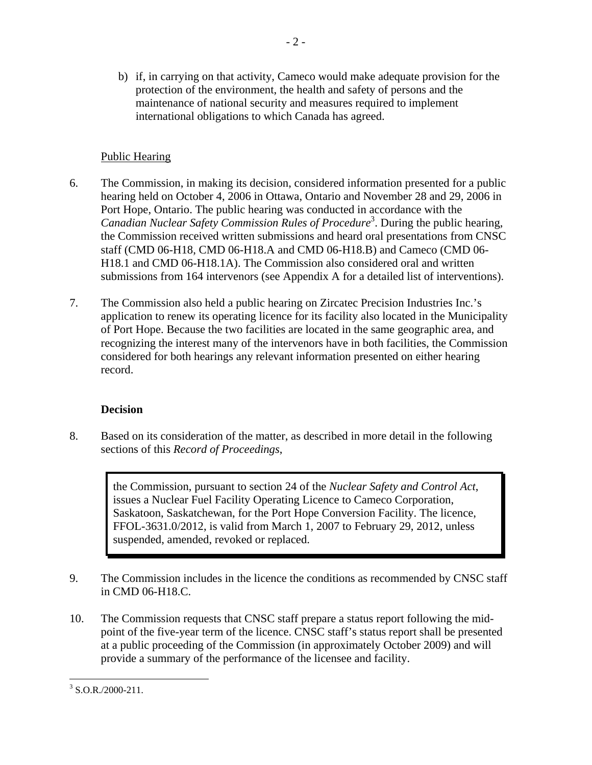b) if, in carrying on that activity, Cameco would make adequate provision for the protection of the environment, the health and safety of persons and the maintenance of national security and measures required to implement international obligations to which Canada has agreed.

Public Hearing

6. The Commission, in making its decision, considered information presented for a public hearing held on October 4, 2006 in Ottawa, Ontario and November 28 and 29, 2006 in Port Hope, Ontario. The public hearing was conducted in accordance with the *Canadian Nuclear Safety Commission Rules of Procedure*[3]. During the public hearing, the Commission received written submissions and heard oral presentations from CNSC staff (CMD 06-H18, CMD 06-H18.A and CMD 06-H18.B) and Cameco (CMD 06-H18.1 and CMD 06-H18.1A). The Commission also considered oral and written submissions from 164 intervenors (see Appendix A for a detailed list of interventions).

7. The Commission also held a public hearing on Zircatec Precision Industries Inc.'s application to renew its operating licence for its facility also located in the Municipality of Port Hope. Because the two facilities are located in the same geographic area, and recognizing the interest many of the intervenors have in both facilities, the Commission considered for both hearings any relevant information presented on either hearing record.

## Decision

8. Based on its consideration of the matter, as described in more detail in the following sections of this *Record of Proceedings*,

> the Commission, pursuant to section 24 of the *Nuclear Safety and Control Act*, issues a Nuclear Fuel Facility Operating Licence to Cameco Corporation, Saskatoon, Saskatchewan, for the Port Hope Conversion Facility. The licence, FFOL-3631.0/2012, is valid from March 1, 2007 to February 29, 2012, unless suspended, amended, revoked or replaced.

9. The Commission includes in the licence the conditions as recommended by CNSC staff in CMD 06-H18.C.

10. The Commission requests that CNSC staff prepare a status report following the mid-point of the five-year term of the licence. CNSC staff's status report shall be presented at a public proceeding of the Commission (in approximately October 2009) and will provide a summary of the performance of the licensee and facility.

[3] S.O.R./2000-211.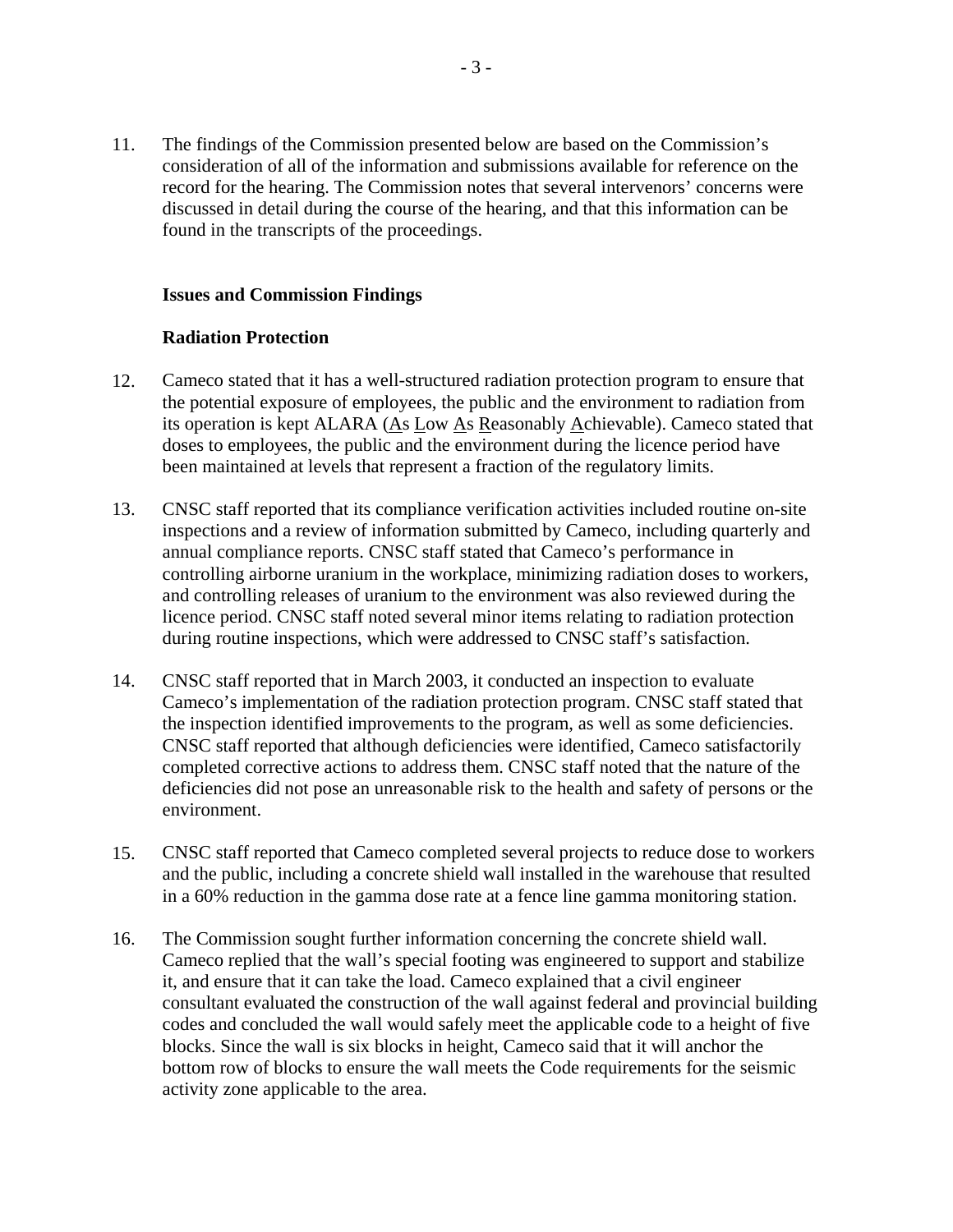11. The findings of the Commission presented below are based on the Commission's consideration of all of the information and submissions available for reference on the record for the hearing. The Commission notes that several intervenors' concerns were discussed in detail during the course of the hearing, and that this information can be found in the transcripts of the proceedings.

**Issues and Commission Findings**

**Radiation Protection**

12. Cameco stated that it has a well-structured radiation protection program to ensure that the potential exposure of employees, the public and the environment to radiation from its operation is kept ALARA (As Low As Reasonably Achievable). Cameco stated that doses to employees, the public and the environment during the licence period have been maintained at levels that represent a fraction of the regulatory limits.

13. CNSC staff reported that its compliance verification activities included routine on-site inspections and a review of information submitted by Cameco, including quarterly and annual compliance reports. CNSC staff stated that Cameco's performance in controlling airborne uranium in the workplace, minimizing radiation doses to workers, and controlling releases of uranium to the environment was also reviewed during the licence period. CNSC staff noted several minor items relating to radiation protection during routine inspections, which were addressed to CNSC staff's satisfaction.

14. CNSC staff reported that in March 2003, it conducted an inspection to evaluate Cameco's implementation of the radiation protection program. CNSC staff stated that the inspection identified improvements to the program, as well as some deficiencies. CNSC staff reported that although deficiencies were identified, Cameco satisfactorily completed corrective actions to address them. CNSC staff noted that the nature of the deficiencies did not pose an unreasonable risk to the health and safety of persons or the environment.

15. CNSC staff reported that Cameco completed several projects to reduce dose to workers and the public, including a concrete shield wall installed in the warehouse that resulted in a 60% reduction in the gamma dose rate at a fence line gamma monitoring station.

16. The Commission sought further information concerning the concrete shield wall. Cameco replied that the wall's special footing was engineered to support and stabilize it, and ensure that it can take the load. Cameco explained that a civil engineer consultant evaluated the construction of the wall against federal and provincial building codes and concluded the wall would safely meet the applicable code to a height of five blocks. Since the wall is six blocks in height, Cameco said that it will anchor the bottom row of blocks to ensure the wall meets the Code requirements for the seismic activity zone applicable to the area.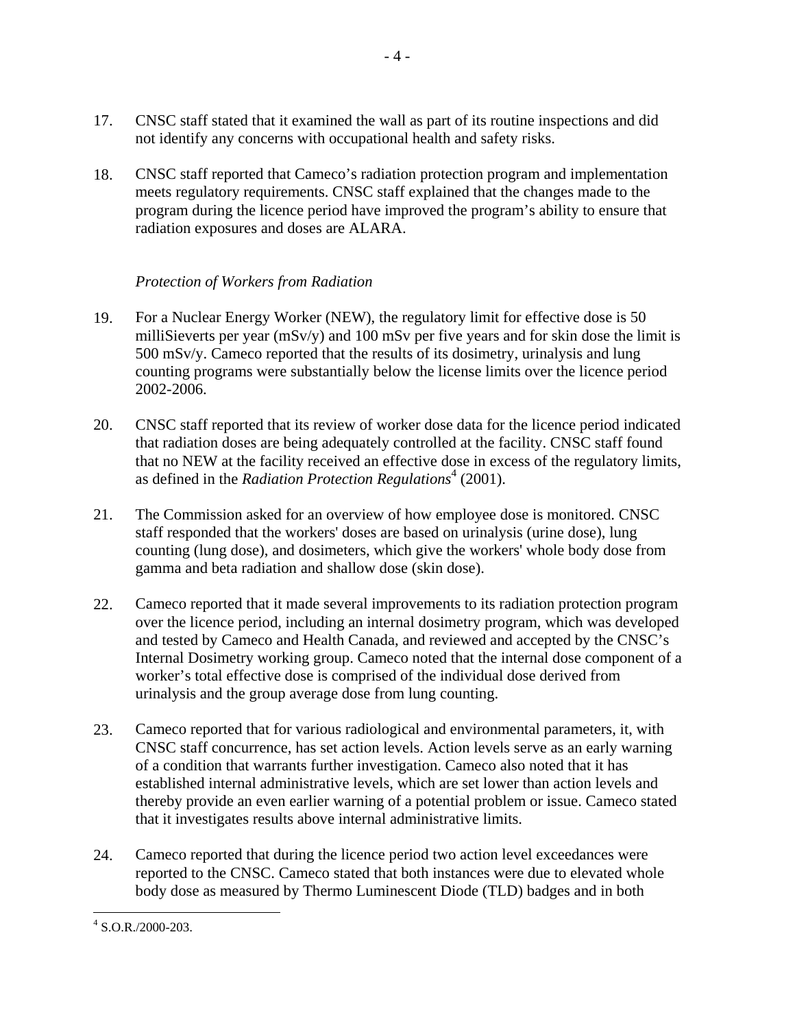17. CNSC staff stated that it examined the wall as part of its routine inspections and did not identify any concerns with occupational health and safety risks.

18. CNSC staff reported that Cameco's radiation protection program and implementation meets regulatory requirements. CNSC staff explained that the changes made to the program during the licence period have improved the program's ability to ensure that radiation exposures and doses are ALARA.

*Protection of Workers from Radiation*

19. For a Nuclear Energy Worker (NEW), the regulatory limit for effective dose is 50 milliSieverts per year (mSv/y) and 100 mSv per five years and for skin dose the limit is 500 mSv/y. Cameco reported that the results of its dosimetry, urinalysis and lung counting programs were substantially below the license limits over the licence period 2002-2006.

20. CNSC staff reported that its review of worker dose data for the licence period indicated that radiation doses are being adequately controlled at the facility. CNSC staff found that no NEW at the facility received an effective dose in excess of the regulatory limits, as defined in the *Radiation Protection Regulations*[4] (2001).

21. The Commission asked for an overview of how employee dose is monitored. CNSC staff responded that the workers' doses are based on urinalysis (urine dose), lung counting (lung dose), and dosimeters, which give the workers' whole body dose from gamma and beta radiation and shallow dose (skin dose).

22. Cameco reported that it made several improvements to its radiation protection program over the licence period, including an internal dosimetry program, which was developed and tested by Cameco and Health Canada, and reviewed and accepted by the CNSC's Internal Dosimetry working group. Cameco noted that the internal dose component of a worker's total effective dose is comprised of the individual dose derived from urinalysis and the group average dose from lung counting.

23. Cameco reported that for various radiological and environmental parameters, it, with CNSC staff concurrence, has set action levels. Action levels serve as an early warning of a condition that warrants further investigation. Cameco also noted that it has established internal administrative levels, which are set lower than action levels and thereby provide an even earlier warning of a potential problem or issue. Cameco stated that it investigates results above internal administrative limits.

24. Cameco reported that during the licence period two action level exceedances were reported to the CNSC. Cameco stated that both instances were due to elevated whole body dose as measured by Thermo Luminescent Diode (TLD) badges and in both

[4] S.O.R./2000-203.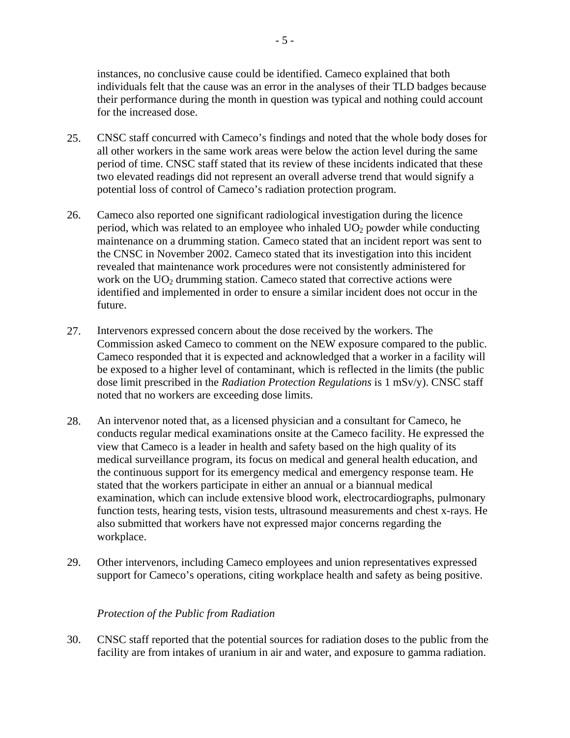instances, no conclusive cause could be identified. Cameco explained that both individuals felt that the cause was an error in the analyses of their TLD badges because their performance during the month in question was typical and nothing could account for the increased dose.

25. CNSC staff concurred with Cameco's findings and noted that the whole body doses for all other workers in the same work areas were below the action level during the same period of time. CNSC staff stated that its review of these incidents indicated that these two elevated readings did not represent an overall adverse trend that would signify a potential loss of control of Cameco's radiation protection program.

26. Cameco also reported one significant radiological investigation during the licence period, which was related to an employee who inhaled $UO_2$ powder while conducting maintenance on a drumming station. Cameco stated that an incident report was sent to the CNSC in November 2002. Cameco stated that its investigation into this incident revealed that maintenance work procedures were not consistently administered for work on the $UO_2$ drumming station. Cameco stated that corrective actions were identified and implemented in order to ensure a similar incident does not occur in the future.

27. Intervenors expressed concern about the dose received by the workers. The Commission asked Cameco to comment on the NEW exposure compared to the public. Cameco responded that it is expected and acknowledged that a worker in a facility will be exposed to a higher level of contaminant, which is reflected in the limits (the public dose limit prescribed in the *Radiation Protection Regulations* is 1 mSv/y). CNSC staff noted that no workers are exceeding dose limits.

28. An intervenor noted that, as a licensed physician and a consultant for Cameco, he conducts regular medical examinations onsite at the Cameco facility. He expressed the view that Cameco is a leader in health and safety based on the high quality of its medical surveillance program, its focus on medical and general health education, and the continuous support for its emergency medical and emergency response team. He stated that the workers participate in either an annual or a biannual medical examination, which can include extensive blood work, electrocardiographs, pulmonary function tests, hearing tests, vision tests, ultrasound measurements and chest x-rays. He also submitted that workers have not expressed major concerns regarding the workplace.

29. Other intervenors, including Cameco employees and union representatives expressed support for Cameco's operations, citing workplace health and safety as being positive.

*Protection of the Public from Radiation*

30. CNSC staff reported that the potential sources for radiation doses to the public from the facility are from intakes of uranium in air and water, and exposure to gamma radiation.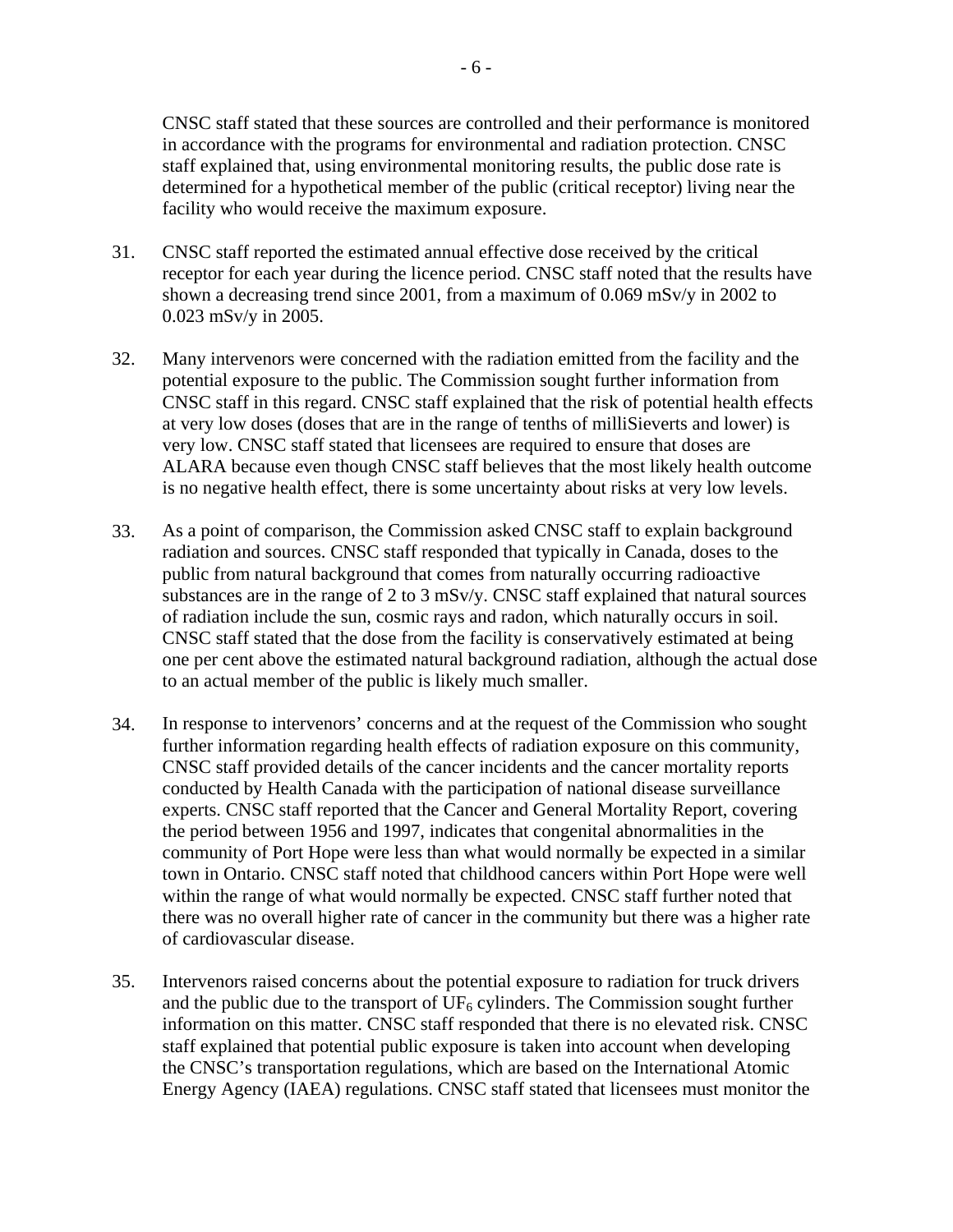CNSC staff stated that these sources are controlled and their performance is monitored in accordance with the programs for environmental and radiation protection. CNSC staff explained that, using environmental monitoring results, the public dose rate is determined for a hypothetical member of the public (critical receptor) living near the facility who would receive the maximum exposure.

31. CNSC staff reported the estimated annual effective dose received by the critical receptor for each year during the licence period. CNSC staff noted that the results have shown a decreasing trend since 2001, from a maximum of 0.069 mSv/y in 2002 to 0.023 mSv/y in 2005.

32. Many intervenors were concerned with the radiation emitted from the facility and the potential exposure to the public. The Commission sought further information from CNSC staff in this regard. CNSC staff explained that the risk of potential health effects at very low doses (doses that are in the range of tenths of milliSieverts and lower) is very low. CNSC staff stated that licensees are required to ensure that doses are ALARA because even though CNSC staff believes that the most likely health outcome is no negative health effect, there is some uncertainty about risks at very low levels.

33. As a point of comparison, the Commission asked CNSC staff to explain background radiation and sources. CNSC staff responded that typically in Canada, doses to the public from natural background that comes from naturally occurring radioactive substances are in the range of 2 to 3 mSv/y. CNSC staff explained that natural sources of radiation include the sun, cosmic rays and radon, which naturally occurs in soil. CNSC staff stated that the dose from the facility is conservatively estimated at being one per cent above the estimated natural background radiation, although the actual dose to an actual member of the public is likely much smaller.

34. In response to intervenors' concerns and at the request of the Commission who sought further information regarding health effects of radiation exposure on this community, CNSC staff provided details of the cancer incidents and the cancer mortality reports conducted by Health Canada with the participation of national disease surveillance experts. CNSC staff reported that the Cancer and General Mortality Report, covering the period between 1956 and 1997, indicates that congenital abnormalities in the community of Port Hope were less than what would normally be expected in a similar town in Ontario. CNSC staff noted that childhood cancers within Port Hope were well within the range of what would normally be expected. CNSC staff further noted that there was no overall higher rate of cancer in the community but there was a higher rate of cardiovascular disease.

35. Intervenors raised concerns about the potential exposure to radiation for truck drivers and the public due to the transport of $UF_6$ cylinders. The Commission sought further information on this matter. CNSC staff responded that there is no elevated risk. CNSC staff explained that potential public exposure is taken into account when developing the CNSC's transportation regulations, which are based on the International Atomic Energy Agency (IAEA) regulations. CNSC staff stated that licensees must monitor the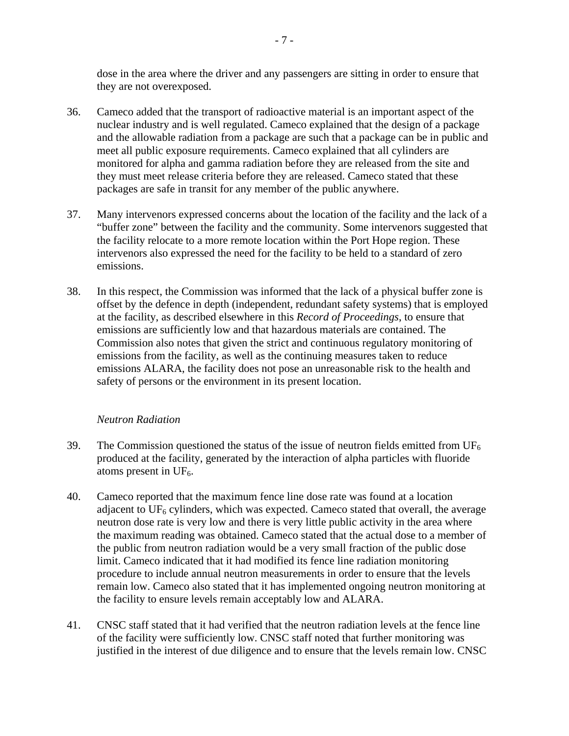dose in the area where the driver and any passengers are sitting in order to ensure that they are not overexposed.

36. Cameco added that the transport of radioactive material is an important aspect of the nuclear industry and is well regulated. Cameco explained that the design of a package and the allowable radiation from a package are such that a package can be in public and meet all public exposure requirements. Cameco explained that all cylinders are monitored for alpha and gamma radiation before they are released from the site and they must meet release criteria before they are released. Cameco stated that these packages are safe in transit for any member of the public anywhere.

37. Many intervenors expressed concerns about the location of the facility and the lack of a "buffer zone" between the facility and the community. Some intervenors suggested that the facility relocate to a more remote location within the Port Hope region. These intervenors also expressed the need for the facility to be held to a standard of zero emissions.

38. In this respect, the Commission was informed that the lack of a physical buffer zone is offset by the defence in depth (independent, redundant safety systems) that is employed at the facility, as described elsewhere in this *Record of Proceedings*, to ensure that emissions are sufficiently low and that hazardous materials are contained. The Commission also notes that given the strict and continuous regulatory monitoring of emissions from the facility, as well as the continuing measures taken to reduce emissions ALARA, the facility does not pose an unreasonable risk to the health and safety of persons or the environment in its present location.

*Neutron Radiation*

39. The Commission questioned the status of the issue of neutron fields emitted from $UF_6$ produced at the facility, generated by the interaction of alpha particles with fluoride atoms present in $UF_6$.

40. Cameco reported that the maximum fence line dose rate was found at a location adjacent to $UF_6$ cylinders, which was expected. Cameco stated that overall, the average neutron dose rate is very low and there is very little public activity in the area where the maximum reading was obtained. Cameco stated that the actual dose to a member of the public from neutron radiation would be a very small fraction of the public dose limit. Cameco indicated that it had modified its fence line radiation monitoring procedure to include annual neutron measurements in order to ensure that the levels remain low. Cameco also stated that it has implemented ongoing neutron monitoring at the facility to ensure levels remain acceptably low and ALARA.

41. CNSC staff stated that it had verified that the neutron radiation levels at the fence line of the facility were sufficiently low. CNSC staff noted that further monitoring was justified in the interest of due diligence and to ensure that the levels remain low. CNSC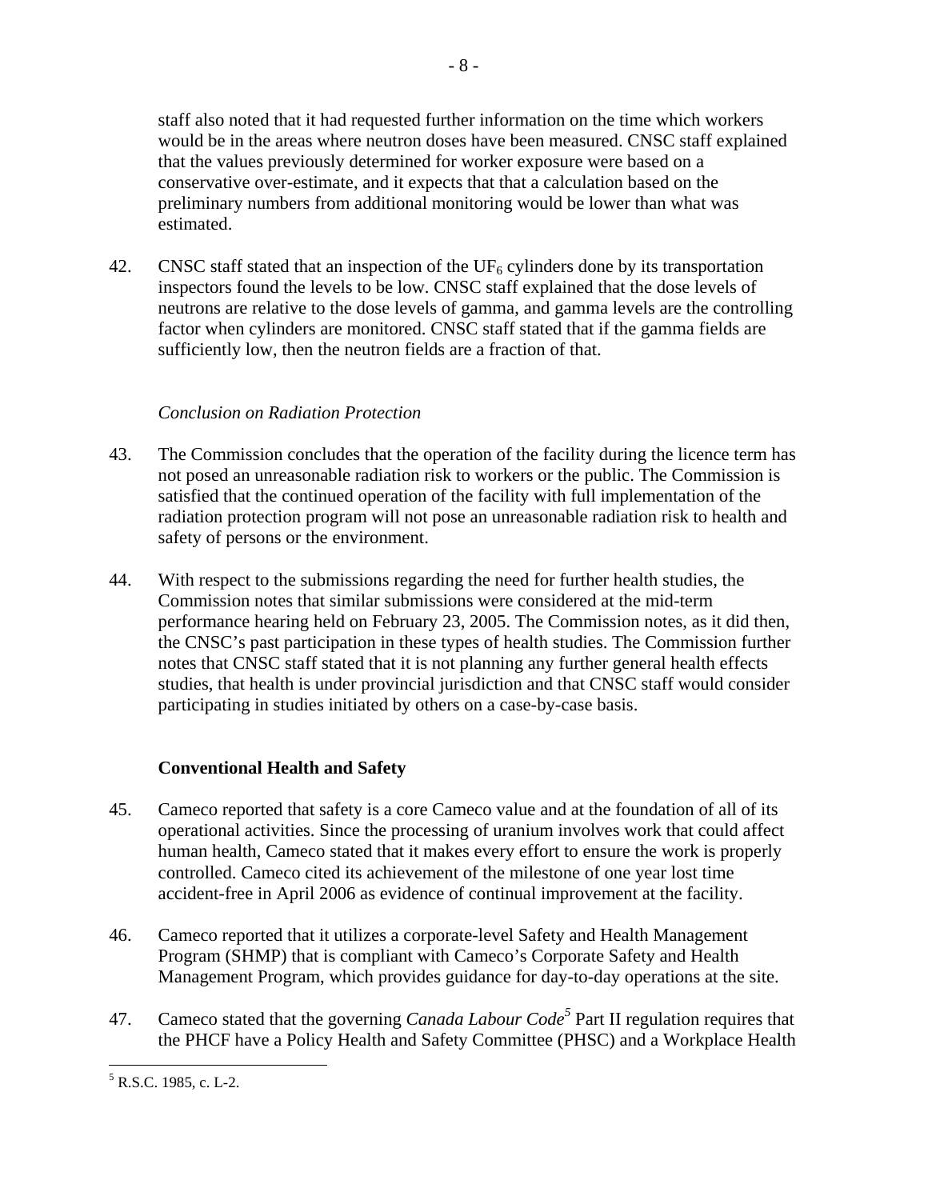staff also noted that it had requested further information on the time which workers would be in the areas where neutron doses have been measured. CNSC staff explained that the values previously determined for worker exposure were based on a conservative over-estimate, and it expects that that a calculation based on the preliminary numbers from additional monitoring would be lower than what was estimated.

42. CNSC staff stated that an inspection of the $UF_6$ cylinders done by its transportation inspectors found the levels to be low. CNSC staff explained that the dose levels of neutrons are relative to the dose levels of gamma, and gamma levels are the controlling factor when cylinders are monitored. CNSC staff stated that if the gamma fields are sufficiently low, then the neutron fields are a fraction of that.

*Conclusion on Radiation Protection*

43. The Commission concludes that the operation of the facility during the licence term has not posed an unreasonable radiation risk to workers or the public. The Commission is satisfied that the continued operation of the facility with full implementation of the radiation protection program will not pose an unreasonable radiation risk to health and safety of persons or the environment.

44. With respect to the submissions regarding the need for further health studies, the Commission notes that similar submissions were considered at the mid-term performance hearing held on February 23, 2005. The Commission notes, as it did then, the CNSC's past participation in these types of health studies. The Commission further notes that CNSC staff stated that it is not planning any further general health effects studies, that health is under provincial jurisdiction and that CNSC staff would consider participating in studies initiated by others on a case-by-case basis.

### Conventional Health and Safety

45. Cameco reported that safety is a core Cameco value and at the foundation of all of its operational activities. Since the processing of uranium involves work that could affect human health, Cameco stated that it makes every effort to ensure the work is properly controlled. Cameco cited its achievement of the milestone of one year lost time accident-free in April 2006 as evidence of continual improvement at the facility.

46. Cameco reported that it utilizes a corporate-level Safety and Health Management Program (SHMP) that is compliant with Cameco's Corporate Safety and Health Management Program, which provides guidance for day-to-day operations at the site.

47. Cameco stated that the governing *Canada Labour Code*[5] Part II regulation requires that the PHCF have a Policy Health and Safety Committee (PHSC) and a Workplace Health

[5] R.S.C. 1985, c. L-2.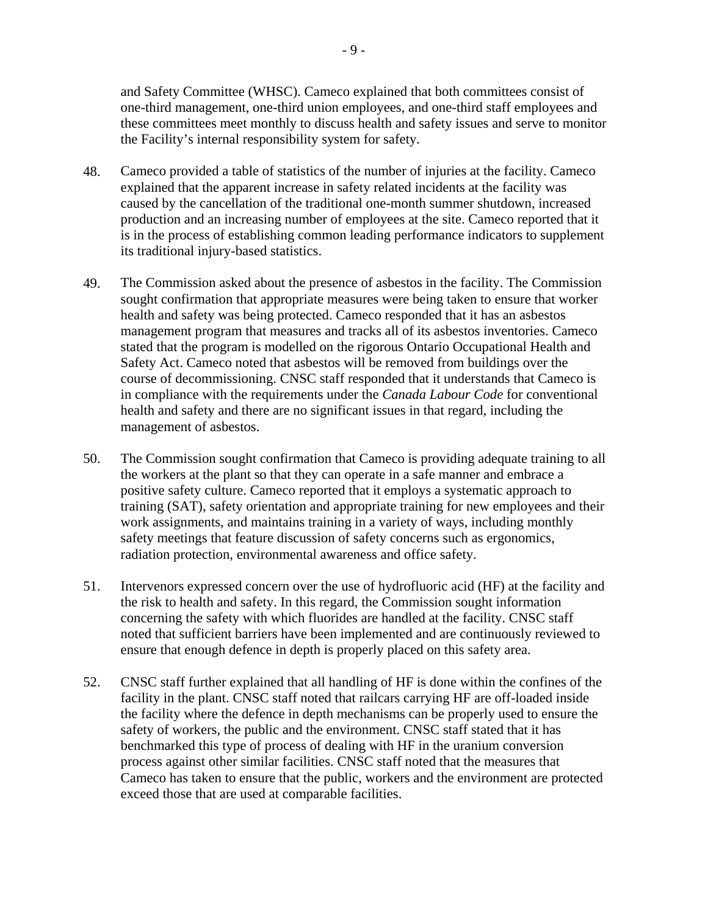and Safety Committee (WHSC). Cameco explained that both committees consist of one-third management, one-third union employees, and one-third staff employees and these committees meet monthly to discuss health and safety issues and serve to monitor the Facility's internal responsibility system for safety.

48. Cameco provided a table of statistics of the number of injuries at the facility. Cameco explained that the apparent increase in safety related incidents at the facility was caused by the cancellation of the traditional one-month summer shutdown, increased production and an increasing number of employees at the site. Cameco reported that it is in the process of establishing common leading performance indicators to supplement its traditional injury-based statistics.

49. The Commission asked about the presence of asbestos in the facility. The Commission sought confirmation that appropriate measures were being taken to ensure that worker health and safety was being protected. Cameco responded that it has an asbestos management program that measures and tracks all of its asbestos inventories. Cameco stated that the program is modelled on the rigorous Ontario Occupational Health and Safety Act. Cameco noted that asbestos will be removed from buildings over the course of decommissioning. CNSC staff responded that it understands that Cameco is in compliance with the requirements under the *Canada Labour Code* for conventional health and safety and there are no significant issues in that regard, including the management of asbestos.

50. The Commission sought confirmation that Cameco is providing adequate training to all the workers at the plant so that they can operate in a safe manner and embrace a positive safety culture. Cameco reported that it employs a systematic approach to training (SAT), safety orientation and appropriate training for new employees and their work assignments, and maintains training in a variety of ways, including monthly safety meetings that feature discussion of safety concerns such as ergonomics, radiation protection, environmental awareness and office safety.

51. Intervenors expressed concern over the use of hydrofluoric acid (HF) at the facility and the risk to health and safety. In this regard, the Commission sought information concerning the safety with which fluorides are handled at the facility. CNSC staff noted that sufficient barriers have been implemented and are continuously reviewed to ensure that enough defence in depth is properly placed on this safety area.

52. CNSC staff further explained that all handling of HF is done within the confines of the facility in the plant. CNSC staff noted that railcars carrying HF are off-loaded inside the facility where the defence in depth mechanisms can be properly used to ensure the safety of workers, the public and the environment. CNSC staff stated that it has benchmarked this type of process of dealing with HF in the uranium conversion process against other similar facilities. CNSC staff noted that the measures that Cameco has taken to ensure that the public, workers and the environment are protected exceed those that are used at comparable facilities.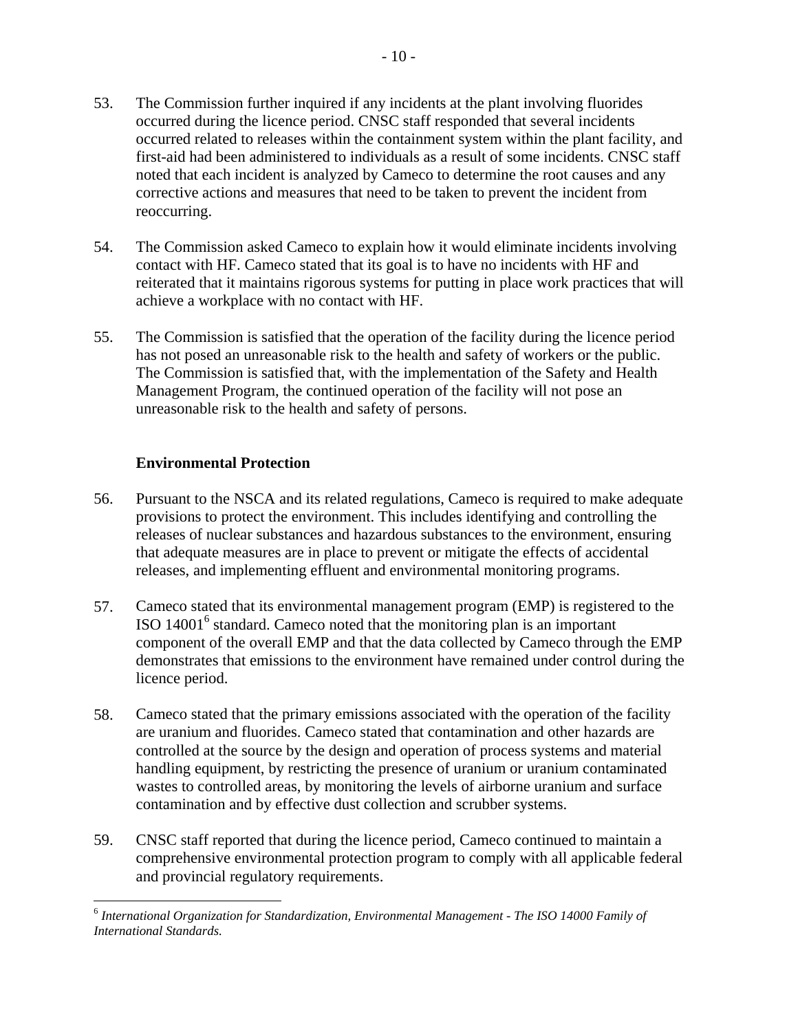53. The Commission further inquired if any incidents at the plant involving fluorides occurred during the licence period. CNSC staff responded that several incidents occurred related to releases within the containment system within the plant facility, and first-aid had been administered to individuals as a result of some incidents. CNSC staff noted that each incident is analyzed by Cameco to determine the root causes and any corrective actions and measures that need to be taken to prevent the incident from reoccurring.

54. The Commission asked Cameco to explain how it would eliminate incidents involving contact with HF. Cameco stated that its goal is to have no incidents with HF and reiterated that it maintains rigorous systems for putting in place work practices that will achieve a workplace with no contact with HF.

55. The Commission is satisfied that the operation of the facility during the licence period has not posed an unreasonable risk to the health and safety of workers or the public. The Commission is satisfied that, with the implementation of the Safety and Health Management Program, the continued operation of the facility will not pose an unreasonable risk to the health and safety of persons.

**Environmental Protection**

56. Pursuant to the NSCA and its related regulations, Cameco is required to make adequate provisions to protect the environment. This includes identifying and controlling the releases of nuclear substances and hazardous substances to the environment, ensuring that adequate measures are in place to prevent or mitigate the effects of accidental releases, and implementing effluent and environmental monitoring programs.

57. Cameco stated that its environmental management program (EMP) is registered to the ISO 14001[6] standard. Cameco noted that the monitoring plan is an important component of the overall EMP and that the data collected by Cameco through the EMP demonstrates that emissions to the environment have remained under control during the licence period.

58. Cameco stated that the primary emissions associated with the operation of the facility are uranium and fluorides. Cameco stated that contamination and other hazards are controlled at the source by the design and operation of process systems and material handling equipment, by restricting the presence of uranium or uranium contaminated wastes to controlled areas, by monitoring the levels of airborne uranium and surface contamination and by effective dust collection and scrubber systems.

59. CNSC staff reported that during the licence period, Cameco continued to maintain a comprehensive environmental protection program to comply with all applicable federal and provincial regulatory requirements.

---

[6] *International Organization for Standardization, Environmental Management - The ISO 14000 Family of International Standards.*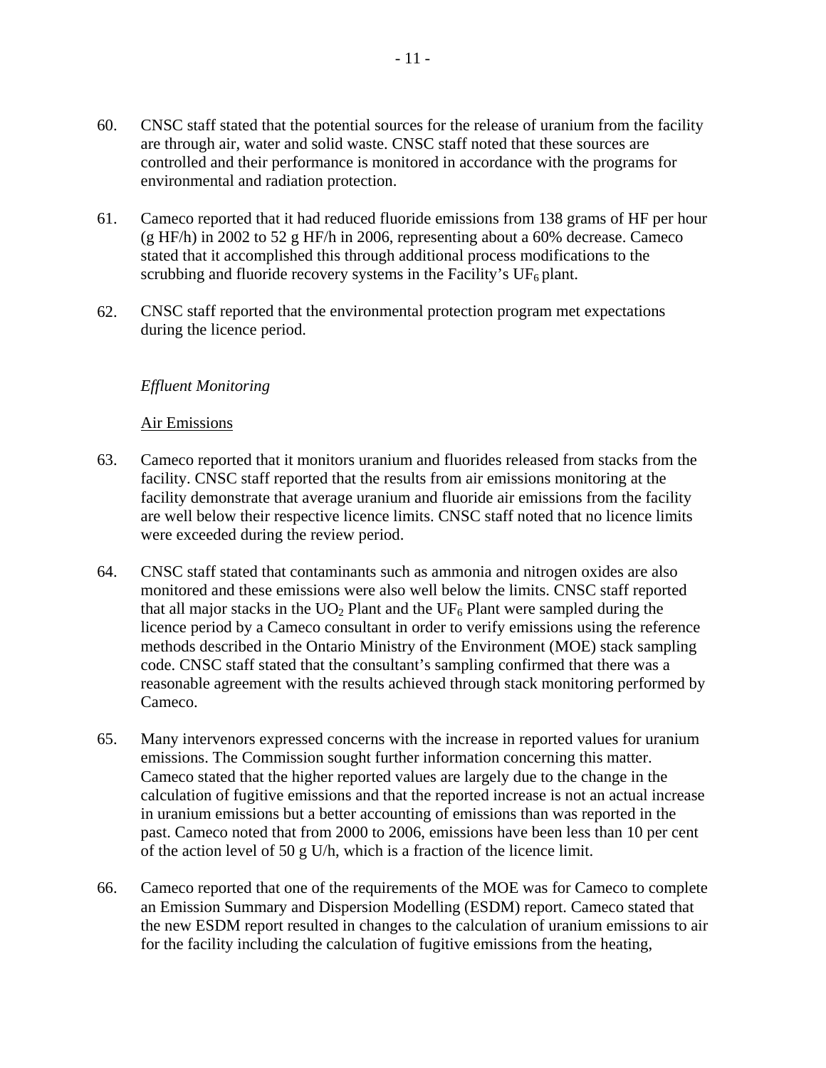60. CNSC staff stated that the potential sources for the release of uranium from the facility are through air, water and solid waste. CNSC staff noted that these sources are controlled and their performance is monitored in accordance with the programs for environmental and radiation protection.

61. Cameco reported that it had reduced fluoride emissions from 138 grams of HF per hour (g HF/h) in 2002 to 52 g HF/h in 2006, representing about a 60% decrease. Cameco stated that it accomplished this through additional process modifications to the scrubbing and fluoride recovery systems in the Facility's $UF_6$ plant.

62. CNSC staff reported that the environmental protection program met expectations during the licence period.

*Effluent Monitoring*

Air Emissions

63. Cameco reported that it monitors uranium and fluorides released from stacks from the facility. CNSC staff reported that the results from air emissions monitoring at the facility demonstrate that average uranium and fluoride air emissions from the facility are well below their respective licence limits. CNSC staff noted that no licence limits were exceeded during the review period.

64. CNSC staff stated that contaminants such as ammonia and nitrogen oxides are also monitored and these emissions were also well below the limits. CNSC staff reported that all major stacks in the $UO_2$ Plant and the $UF_6$ Plant were sampled during the licence period by a Cameco consultant in order to verify emissions using the reference methods described in the Ontario Ministry of the Environment (MOE) stack sampling code. CNSC staff stated that the consultant's sampling confirmed that there was a reasonable agreement with the results achieved through stack monitoring performed by Cameco.

65. Many intervenors expressed concerns with the increase in reported values for uranium emissions. The Commission sought further information concerning this matter. Cameco stated that the higher reported values are largely due to the change in the calculation of fugitive emissions and that the reported increase is not an actual increase in uranium emissions but a better accounting of emissions than was reported in the past. Cameco noted that from 2000 to 2006, emissions have been less than 10 per cent of the action level of 50 g U/h, which is a fraction of the licence limit.

66. Cameco reported that one of the requirements of the MOE was for Cameco to complete an Emission Summary and Dispersion Modelling (ESDM) report. Cameco stated that the new ESDM report resulted in changes to the calculation of uranium emissions to air for the facility including the calculation of fugitive emissions from the heating,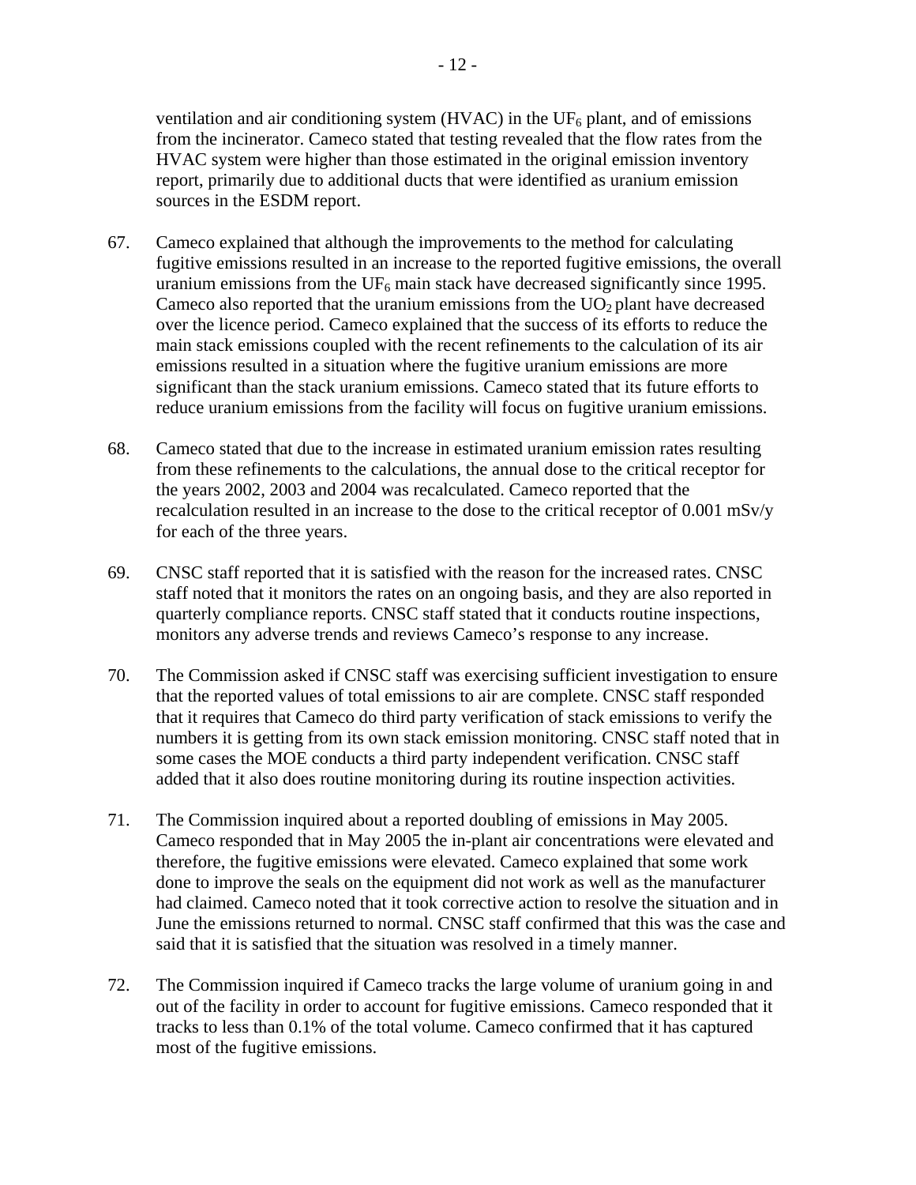ventilation and air conditioning system (HVAC) in the $UF_6$ plant, and of emissions from the incinerator. Cameco stated that testing revealed that the flow rates from the HVAC system were higher than those estimated in the original emission inventory report, primarily due to additional ducts that were identified as uranium emission sources in the ESDM report.

67. Cameco explained that although the improvements to the method for calculating fugitive emissions resulted in an increase to the reported fugitive emissions, the overall uranium emissions from the $UF_6$ main stack have decreased significantly since 1995. Cameco also reported that the uranium emissions from the $UO_2$ plant have decreased over the licence period. Cameco explained that the success of its efforts to reduce the main stack emissions coupled with the recent refinements to the calculation of its air emissions resulted in a situation where the fugitive uranium emissions are more significant than the stack uranium emissions. Cameco stated that its future efforts to reduce uranium emissions from the facility will focus on fugitive uranium emissions.

68. Cameco stated that due to the increase in estimated uranium emission rates resulting from these refinements to the calculations, the annual dose to the critical receptor for the years 2002, 2003 and 2004 was recalculated. Cameco reported that the recalculation resulted in an increase to the dose to the critical receptor of 0.001 mSv/y for each of the three years.

69. CNSC staff reported that it is satisfied with the reason for the increased rates. CNSC staff noted that it monitors the rates on an ongoing basis, and they are also reported in quarterly compliance reports. CNSC staff stated that it conducts routine inspections, monitors any adverse trends and reviews Cameco's response to any increase.

70. The Commission asked if CNSC staff was exercising sufficient investigation to ensure that the reported values of total emissions to air are complete. CNSC staff responded that it requires that Cameco do third party verification of stack emissions to verify the numbers it is getting from its own stack emission monitoring. CNSC staff noted that in some cases the MOE conducts a third party independent verification. CNSC staff added that it also does routine monitoring during its routine inspection activities.

71. The Commission inquired about a reported doubling of emissions in May 2005. Cameco responded that in May 2005 the in-plant air concentrations were elevated and therefore, the fugitive emissions were elevated. Cameco explained that some work done to improve the seals on the equipment did not work as well as the manufacturer had claimed. Cameco noted that it took corrective action to resolve the situation and in June the emissions returned to normal. CNSC staff confirmed that this was the case and said that it is satisfied that the situation was resolved in a timely manner.

72. The Commission inquired if Cameco tracks the large volume of uranium going in and out of the facility in order to account for fugitive emissions. Cameco responded that it tracks to less than 0.1% of the total volume. Cameco confirmed that it has captured most of the fugitive emissions.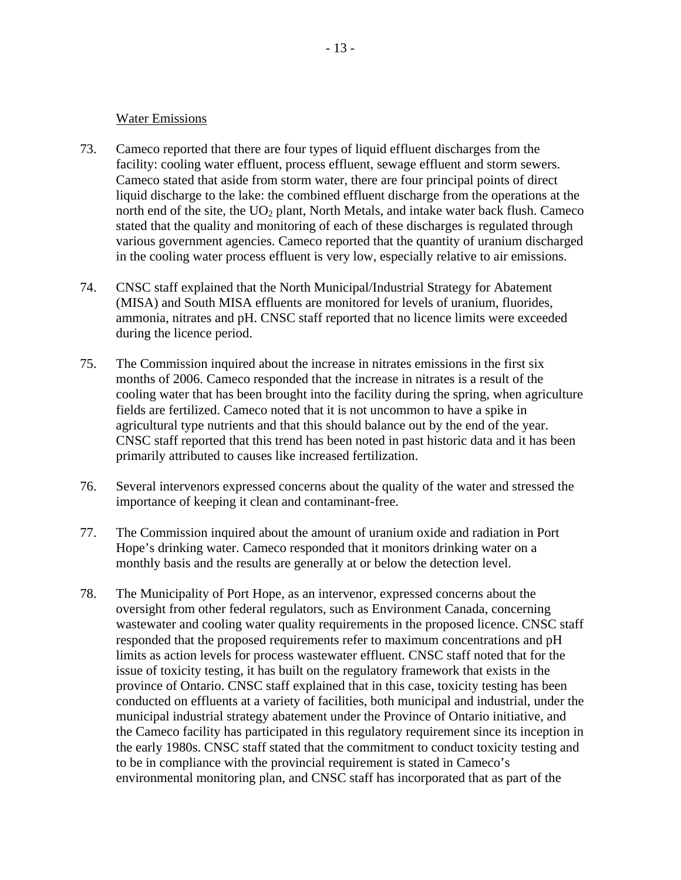Water Emissions

73. Cameco reported that there are four types of liquid effluent discharges from the facility: cooling water effluent, process effluent, sewage effluent and storm sewers. Cameco stated that aside from storm water, there are four principal points of direct liquid discharge to the lake: the combined effluent discharge from the operations at the north end of the site, the $UO_2$ plant, North Metals, and intake water back flush. Cameco stated that the quality and monitoring of each of these discharges is regulated through various government agencies. Cameco reported that the quantity of uranium discharged in the cooling water process effluent is very low, especially relative to air emissions.

74. CNSC staff explained that the North Municipal/Industrial Strategy for Abatement (MISA) and South MISA effluents are monitored for levels of uranium, fluorides, ammonia, nitrates and pH. CNSC staff reported that no licence limits were exceeded during the licence period.

75. The Commission inquired about the increase in nitrates emissions in the first six months of 2006. Cameco responded that the increase in nitrates is a result of the cooling water that has been brought into the facility during the spring, when agriculture fields are fertilized. Cameco noted that it is not uncommon to have a spike in agricultural type nutrients and that this should balance out by the end of the year. CNSC staff reported that this trend has been noted in past historic data and it has been primarily attributed to causes like increased fertilization.

76. Several intervenors expressed concerns about the quality of the water and stressed the importance of keeping it clean and contaminant-free.

77. The Commission inquired about the amount of uranium oxide and radiation in Port Hope's drinking water. Cameco responded that it monitors drinking water on a monthly basis and the results are generally at or below the detection level.

78. The Municipality of Port Hope, as an intervenor, expressed concerns about the oversight from other federal regulators, such as Environment Canada, concerning wastewater and cooling water quality requirements in the proposed licence. CNSC staff responded that the proposed requirements refer to maximum concentrations and pH limits as action levels for process wastewater effluent. CNSC staff noted that for the issue of toxicity testing, it has built on the regulatory framework that exists in the province of Ontario. CNSC staff explained that in this case, toxicity testing has been conducted on effluents at a variety of facilities, both municipal and industrial, under the municipal industrial strategy abatement under the Province of Ontario initiative, and the Cameco facility has participated in this regulatory requirement since its inception in the early 1980s. CNSC staff stated that the commitment to conduct toxicity testing and to be in compliance with the provincial requirement is stated in Cameco's environmental monitoring plan, and CNSC staff has incorporated that as part of the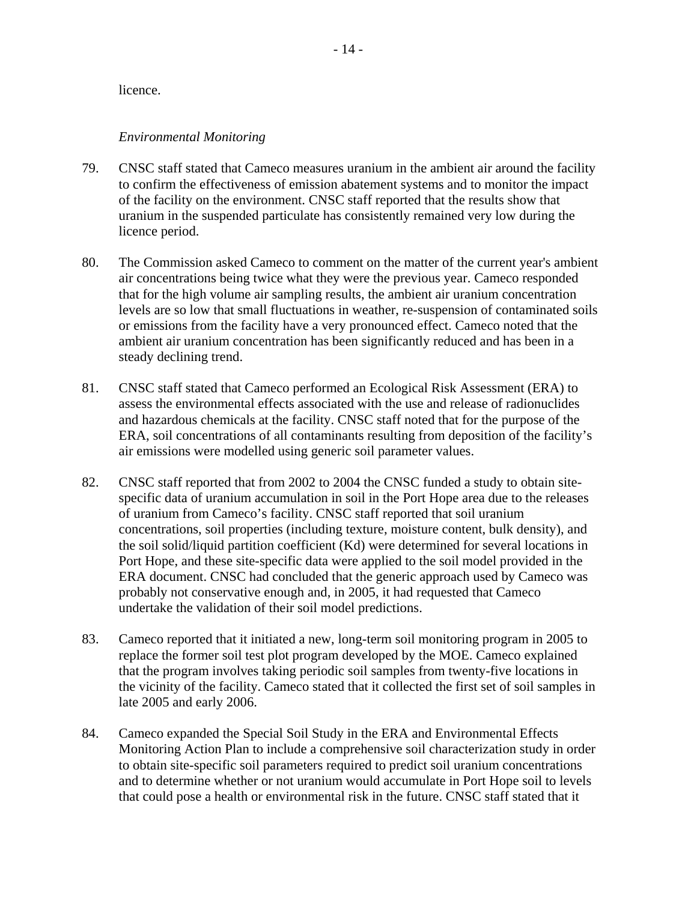licence.

*Environmental Monitoring*

79. CNSC staff stated that Cameco measures uranium in the ambient air around the facility to confirm the effectiveness of emission abatement systems and to monitor the impact of the facility on the environment. CNSC staff reported that the results show that uranium in the suspended particulate has consistently remained very low during the licence period.

80. The Commission asked Cameco to comment on the matter of the current year's ambient air concentrations being twice what they were the previous year. Cameco responded that for the high volume air sampling results, the ambient air uranium concentration levels are so low that small fluctuations in weather, re-suspension of contaminated soils or emissions from the facility have a very pronounced effect. Cameco noted that the ambient air uranium concentration has been significantly reduced and has been in a steady declining trend.

81. CNSC staff stated that Cameco performed an Ecological Risk Assessment (ERA) to assess the environmental effects associated with the use and release of radionuclides and hazardous chemicals at the facility. CNSC staff noted that for the purpose of the ERA, soil concentrations of all contaminants resulting from deposition of the facility's air emissions were modelled using generic soil parameter values.

82. CNSC staff reported that from 2002 to 2004 the CNSC funded a study to obtain site-specific data of uranium accumulation in soil in the Port Hope area due to the releases of uranium from Cameco's facility. CNSC staff reported that soil uranium concentrations, soil properties (including texture, moisture content, bulk density), and the soil solid/liquid partition coefficient (Kd) were determined for several locations in Port Hope, and these site-specific data were applied to the soil model provided in the ERA document. CNSC had concluded that the generic approach used by Cameco was probably not conservative enough and, in 2005, it had requested that Cameco undertake the validation of their soil model predictions.

83. Cameco reported that it initiated a new, long-term soil monitoring program in 2005 to replace the former soil test plot program developed by the MOE. Cameco explained that the program involves taking periodic soil samples from twenty-five locations in the vicinity of the facility. Cameco stated that it collected the first set of soil samples in late 2005 and early 2006.

84. Cameco expanded the Special Soil Study in the ERA and Environmental Effects Monitoring Action Plan to include a comprehensive soil characterization study in order to obtain site-specific soil parameters required to predict soil uranium concentrations and to determine whether or not uranium would accumulate in Port Hope soil to levels that could pose a health or environmental risk in the future. CNSC staff stated that it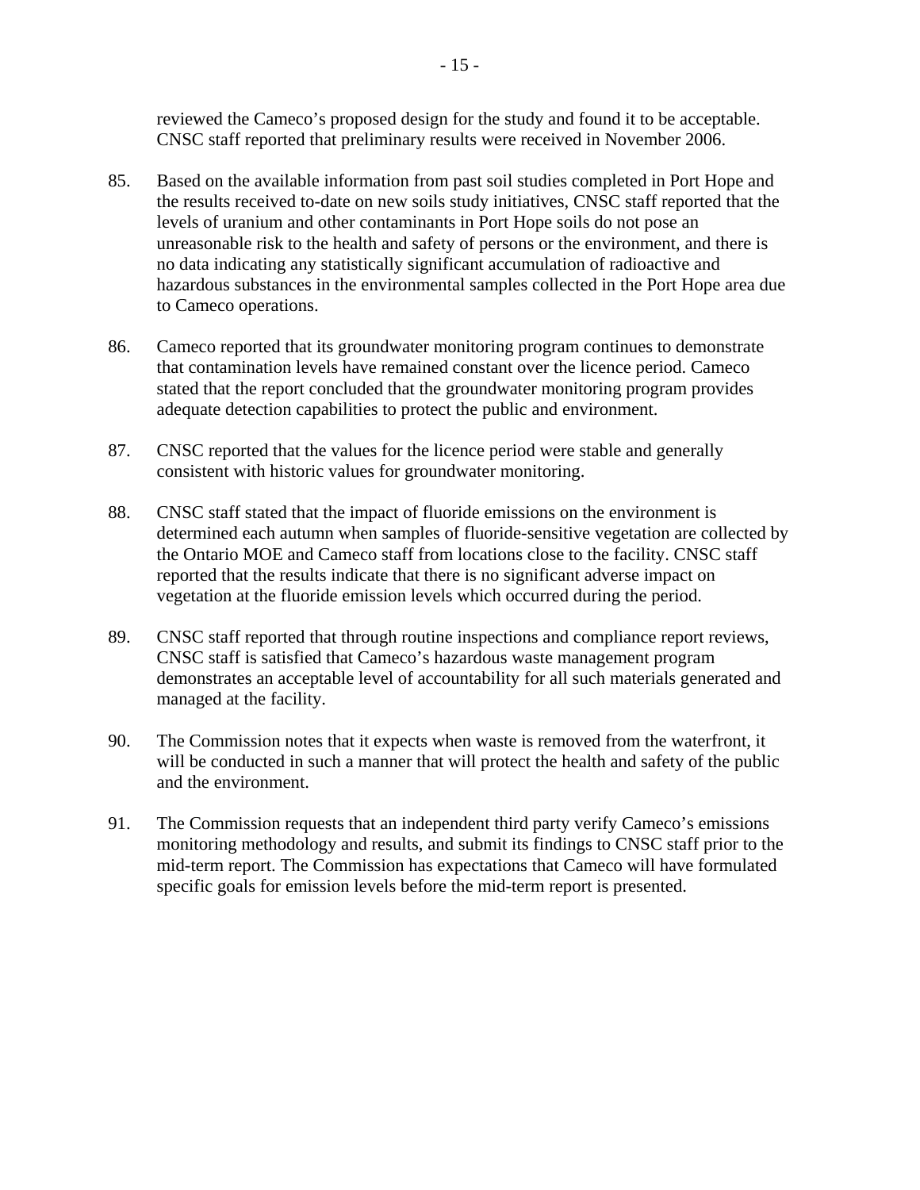reviewed the Cameco's proposed design for the study and found it to be acceptable. CNSC staff reported that preliminary results were received in November 2006.

85. Based on the available information from past soil studies completed in Port Hope and the results received to-date on new soils study initiatives, CNSC staff reported that the levels of uranium and other contaminants in Port Hope soils do not pose an unreasonable risk to the health and safety of persons or the environment, and there is no data indicating any statistically significant accumulation of radioactive and hazardous substances in the environmental samples collected in the Port Hope area due to Cameco operations.

86. Cameco reported that its groundwater monitoring program continues to demonstrate that contamination levels have remained constant over the licence period. Cameco stated that the report concluded that the groundwater monitoring program provides adequate detection capabilities to protect the public and environment.

87. CNSC reported that the values for the licence period were stable and generally consistent with historic values for groundwater monitoring.

88. CNSC staff stated that the impact of fluoride emissions on the environment is determined each autumn when samples of fluoride-sensitive vegetation are collected by the Ontario MOE and Cameco staff from locations close to the facility. CNSC staff reported that the results indicate that there is no significant adverse impact on vegetation at the fluoride emission levels which occurred during the period.

89. CNSC staff reported that through routine inspections and compliance report reviews, CNSC staff is satisfied that Cameco's hazardous waste management program demonstrates an acceptable level of accountability for all such materials generated and managed at the facility.

90. The Commission notes that it expects when waste is removed from the waterfront, it will be conducted in such a manner that will protect the health and safety of the public and the environment.

91. The Commission requests that an independent third party verify Cameco's emissions monitoring methodology and results, and submit its findings to CNSC staff prior to the mid-term report. The Commission has expectations that Cameco will have formulated specific goals for emission levels before the mid-term report is presented.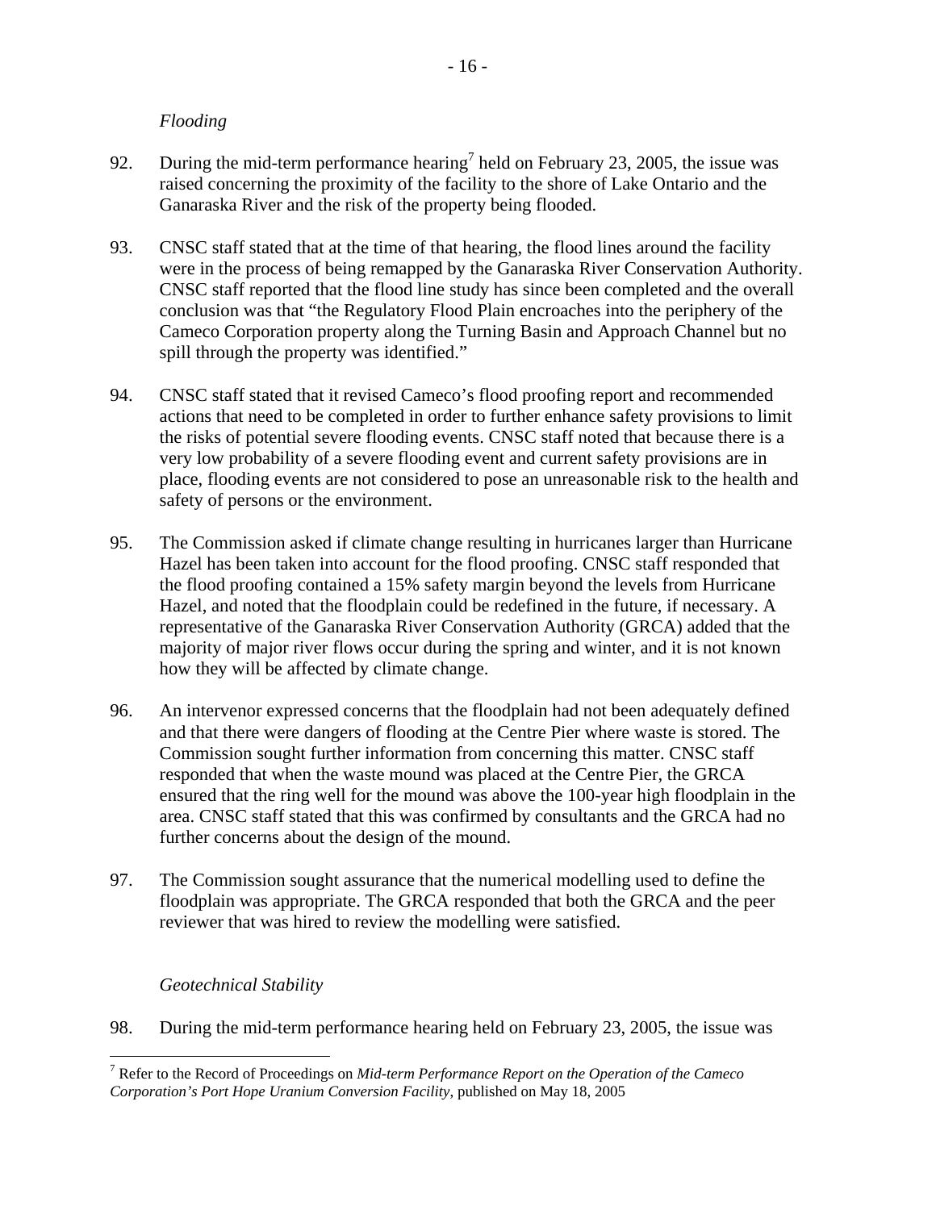*Flooding*

92. During the mid-term performance hearing[7] held on February 23, 2005, the issue was raised concerning the proximity of the facility to the shore of Lake Ontario and the Ganaraska River and the risk of the property being flooded.

93. CNSC staff stated that at the time of that hearing, the flood lines around the facility were in the process of being remapped by the Ganaraska River Conservation Authority. CNSC staff reported that the flood line study has since been completed and the overall conclusion was that "the Regulatory Flood Plain encroaches into the periphery of the Cameco Corporation property along the Turning Basin and Approach Channel but no spill through the property was identified."

94. CNSC staff stated that it revised Cameco's flood proofing report and recommended actions that need to be completed in order to further enhance safety provisions to limit the risks of potential severe flooding events. CNSC staff noted that because there is a very low probability of a severe flooding event and current safety provisions are in place, flooding events are not considered to pose an unreasonable risk to the health and safety of persons or the environment.

95. The Commission asked if climate change resulting in hurricanes larger than Hurricane Hazel has been taken into account for the flood proofing. CNSC staff responded that the flood proofing contained a 15% safety margin beyond the levels from Hurricane Hazel, and noted that the floodplain could be redefined in the future, if necessary. A representative of the Ganaraska River Conservation Authority (GRCA) added that the majority of major river flows occur during the spring and winter, and it is not known how they will be affected by climate change.

96. An intervenor expressed concerns that the floodplain had not been adequately defined and that there were dangers of flooding at the Centre Pier where waste is stored. The Commission sought further information from concerning this matter. CNSC staff responded that when the waste mound was placed at the Centre Pier, the GRCA ensured that the ring well for the mound was above the 100-year high floodplain in the area. CNSC staff stated that this was confirmed by consultants and the GRCA had no further concerns about the design of the mound.

97. The Commission sought assurance that the numerical modelling used to define the floodplain was appropriate. The GRCA responded that both the GRCA and the peer reviewer that was hired to review the modelling were satisfied.

*Geotechnical Stability*

98. During the mid-term performance hearing held on February 23, 2005, the issue was

---

[7] Refer to the Record of Proceedings on *Mid-term Performance Report on the Operation of the Cameco Corporation's Port Hope Uranium Conversion Facility*, published on May 18, 2005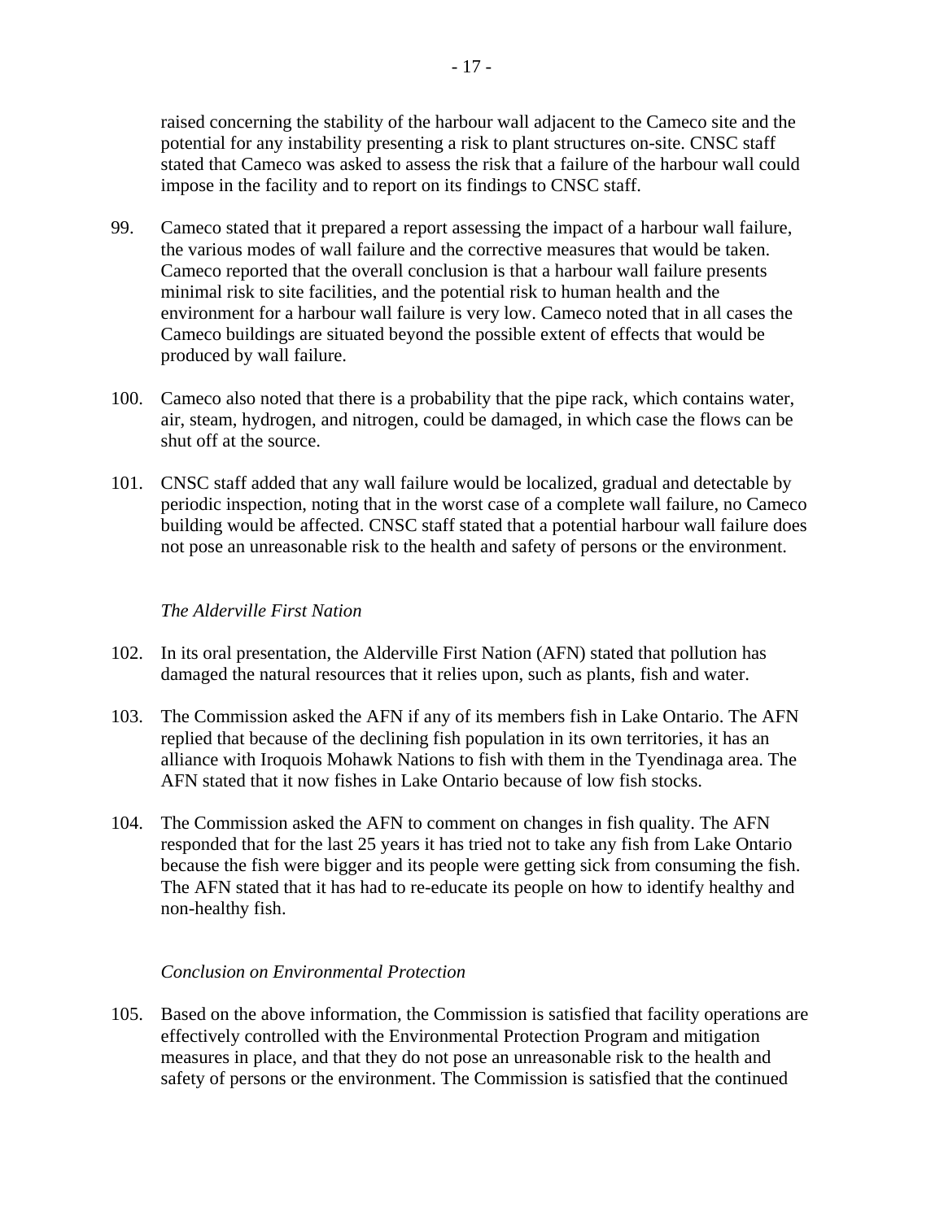raised concerning the stability of the harbour wall adjacent to the Cameco site and the potential for any instability presenting a risk to plant structures on-site. CNSC staff stated that Cameco was asked to assess the risk that a failure of the harbour wall could impose in the facility and to report on its findings to CNSC staff.

99. Cameco stated that it prepared a report assessing the impact of a harbour wall failure, the various modes of wall failure and the corrective measures that would be taken. Cameco reported that the overall conclusion is that a harbour wall failure presents minimal risk to site facilities, and the potential risk to human health and the environment for a harbour wall failure is very low. Cameco noted that in all cases the Cameco buildings are situated beyond the possible extent of effects that would be produced by wall failure.

100. Cameco also noted that there is a probability that the pipe rack, which contains water, air, steam, hydrogen, and nitrogen, could be damaged, in which case the flows can be shut off at the source.

101. CNSC staff added that any wall failure would be localized, gradual and detectable by periodic inspection, noting that in the worst case of a complete wall failure, no Cameco building would be affected. CNSC staff stated that a potential harbour wall failure does not pose an unreasonable risk to the health and safety of persons or the environment.

*The Alderville First Nation*

102. In its oral presentation, the Alderville First Nation (AFN) stated that pollution has damaged the natural resources that it relies upon, such as plants, fish and water.

103. The Commission asked the AFN if any of its members fish in Lake Ontario. The AFN replied that because of the declining fish population in its own territories, it has an alliance with Iroquois Mohawk Nations to fish with them in the Tyendinaga area. The AFN stated that it now fishes in Lake Ontario because of low fish stocks.

104. The Commission asked the AFN to comment on changes in fish quality. The AFN responded that for the last 25 years it has tried not to take any fish from Lake Ontario because the fish were bigger and its people were getting sick from consuming the fish. The AFN stated that it has had to re-educate its people on how to identify healthy and non-healthy fish.

*Conclusion on Environmental Protection*

105. Based on the above information, the Commission is satisfied that facility operations are effectively controlled with the Environmental Protection Program and mitigation measures in place, and that they do not pose an unreasonable risk to the health and safety of persons or the environment. The Commission is satisfied that the continued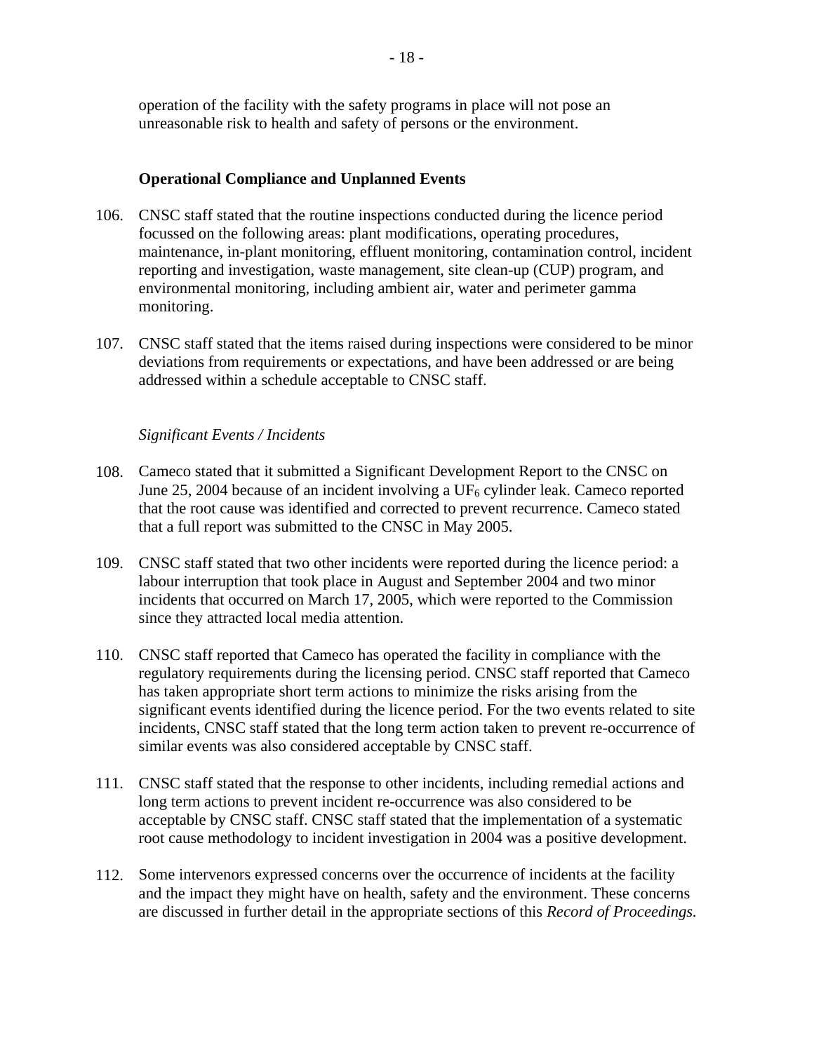operation of the facility with the safety programs in place will not pose an unreasonable risk to health and safety of persons or the environment.

**Operational Compliance and Unplanned Events**

106. CNSC staff stated that the routine inspections conducted during the licence period focussed on the following areas: plant modifications, operating procedures, maintenance, in-plant monitoring, effluent monitoring, contamination control, incident reporting and investigation, waste management, site clean-up (CUP) program, and environmental monitoring, including ambient air, water and perimeter gamma monitoring.

107. CNSC staff stated that the items raised during inspections were considered to be minor deviations from requirements or expectations, and have been addressed or are being addressed within a schedule acceptable to CNSC staff.

*Significant Events / Incidents*

108. Cameco stated that it submitted a Significant Development Report to the CNSC on June 25, 2004 because of an incident involving a $UF_6$ cylinder leak. Cameco reported that the root cause was identified and corrected to prevent recurrence. Cameco stated that a full report was submitted to the CNSC in May 2005.

109. CNSC staff stated that two other incidents were reported during the licence period: a labour interruption that took place in August and September 2004 and two minor incidents that occurred on March 17, 2005, which were reported to the Commission since they attracted local media attention.

110. CNSC staff reported that Cameco has operated the facility in compliance with the regulatory requirements during the licensing period. CNSC staff reported that Cameco has taken appropriate short term actions to minimize the risks arising from the significant events identified during the licence period. For the two events related to site incidents, CNSC staff stated that the long term action taken to prevent re-occurrence of similar events was also considered acceptable by CNSC staff.

111. CNSC staff stated that the response to other incidents, including remedial actions and long term actions to prevent incident re-occurrence was also considered to be acceptable by CNSC staff. CNSC staff stated that the implementation of a systematic root cause methodology to incident investigation in 2004 was a positive development.

112. Some intervenors expressed concerns over the occurrence of incidents at the facility and the impact they might have on health, safety and the environment. These concerns are discussed in further detail in the appropriate sections of this *Record of Proceedings.*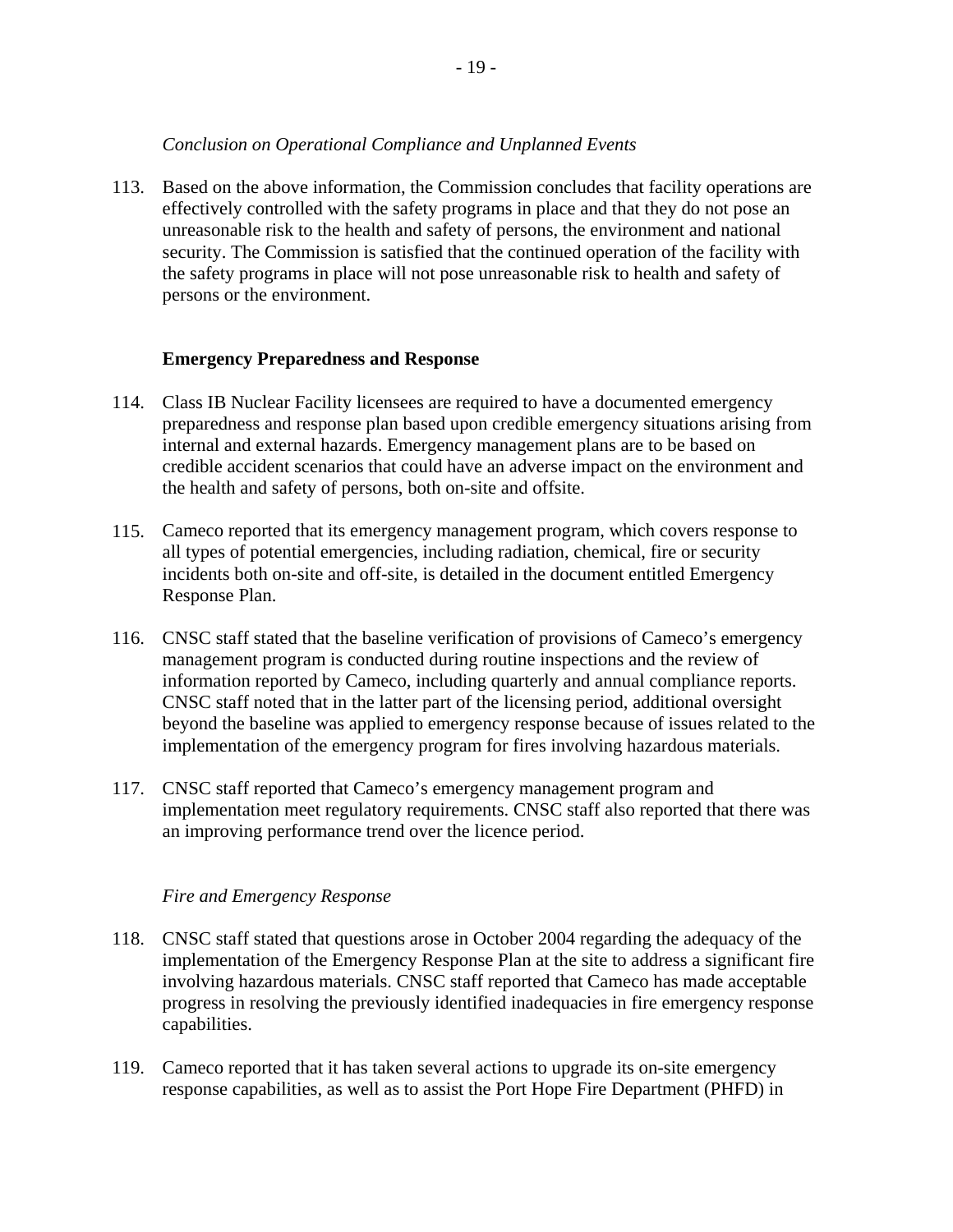*Conclusion on Operational Compliance and Unplanned Events*

113. Based on the above information, the Commission concludes that facility operations are effectively controlled with the safety programs in place and that they do not pose an unreasonable risk to the health and safety of persons, the environment and national security. The Commission is satisfied that the continued operation of the facility with the safety programs in place will not pose unreasonable risk to health and safety of persons or the environment.

**Emergency Preparedness and Response**

114. Class IB Nuclear Facility licensees are required to have a documented emergency preparedness and response plan based upon credible emergency situations arising from internal and external hazards. Emergency management plans are to be based on credible accident scenarios that could have an adverse impact on the environment and the health and safety of persons, both on-site and offsite.

115. Cameco reported that its emergency management program, which covers response to all types of potential emergencies, including radiation, chemical, fire or security incidents both on-site and off-site, is detailed in the document entitled Emergency Response Plan.

116. CNSC staff stated that the baseline verification of provisions of Cameco's emergency management program is conducted during routine inspections and the review of information reported by Cameco, including quarterly and annual compliance reports. CNSC staff noted that in the latter part of the licensing period, additional oversight beyond the baseline was applied to emergency response because of issues related to the implementation of the emergency program for fires involving hazardous materials.

117. CNSC staff reported that Cameco's emergency management program and implementation meet regulatory requirements. CNSC staff also reported that there was an improving performance trend over the licence period.

*Fire and Emergency Response*

118. CNSC staff stated that questions arose in October 2004 regarding the adequacy of the implementation of the Emergency Response Plan at the site to address a significant fire involving hazardous materials. CNSC staff reported that Cameco has made acceptable progress in resolving the previously identified inadequacies in fire emergency response capabilities.

119. Cameco reported that it has taken several actions to upgrade its on-site emergency response capabilities, as well as to assist the Port Hope Fire Department (PHFD) in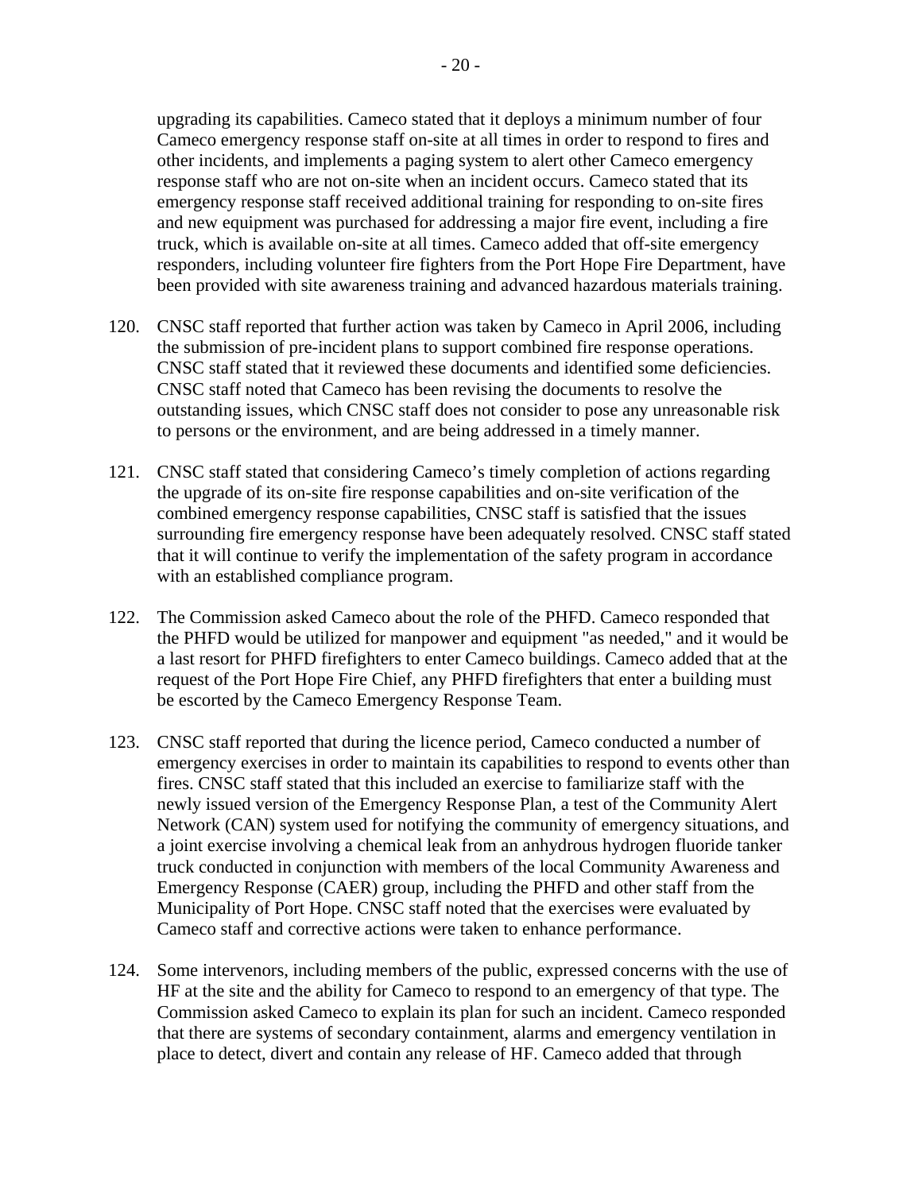upgrading its capabilities. Cameco stated that it deploys a minimum number of four Cameco emergency response staff on-site at all times in order to respond to fires and other incidents, and implements a paging system to alert other Cameco emergency response staff who are not on-site when an incident occurs. Cameco stated that its emergency response staff received additional training for responding to on-site fires and new equipment was purchased for addressing a major fire event, including a fire truck, which is available on-site at all times. Cameco added that off-site emergency responders, including volunteer fire fighters from the Port Hope Fire Department, have been provided with site awareness training and advanced hazardous materials training.

120. CNSC staff reported that further action was taken by Cameco in April 2006, including the submission of pre-incident plans to support combined fire response operations. CNSC staff stated that it reviewed these documents and identified some deficiencies. CNSC staff noted that Cameco has been revising the documents to resolve the outstanding issues, which CNSC staff does not consider to pose any unreasonable risk to persons or the environment, and are being addressed in a timely manner.

121. CNSC staff stated that considering Cameco's timely completion of actions regarding the upgrade of its on-site fire response capabilities and on-site verification of the combined emergency response capabilities, CNSC staff is satisfied that the issues surrounding fire emergency response have been adequately resolved. CNSC staff stated that it will continue to verify the implementation of the safety program in accordance with an established compliance program.

122. The Commission asked Cameco about the role of the PHFD. Cameco responded that the PHFD would be utilized for manpower and equipment "as needed," and it would be a last resort for PHFD firefighters to enter Cameco buildings. Cameco added that at the request of the Port Hope Fire Chief, any PHFD firefighters that enter a building must be escorted by the Cameco Emergency Response Team.

123. CNSC staff reported that during the licence period, Cameco conducted a number of emergency exercises in order to maintain its capabilities to respond to events other than fires. CNSC staff stated that this included an exercise to familiarize staff with the newly issued version of the Emergency Response Plan, a test of the Community Alert Network (CAN) system used for notifying the community of emergency situations, and a joint exercise involving a chemical leak from an anhydrous hydrogen fluoride tanker truck conducted in conjunction with members of the local Community Awareness and Emergency Response (CAER) group, including the PHFD and other staff from the Municipality of Port Hope. CNSC staff noted that the exercises were evaluated by Cameco staff and corrective actions were taken to enhance performance.

124. Some intervenors, including members of the public, expressed concerns with the use of HF at the site and the ability for Cameco to respond to an emergency of that type. The Commission asked Cameco to explain its plan for such an incident. Cameco responded that there are systems of secondary containment, alarms and emergency ventilation in place to detect, divert and contain any release of HF. Cameco added that through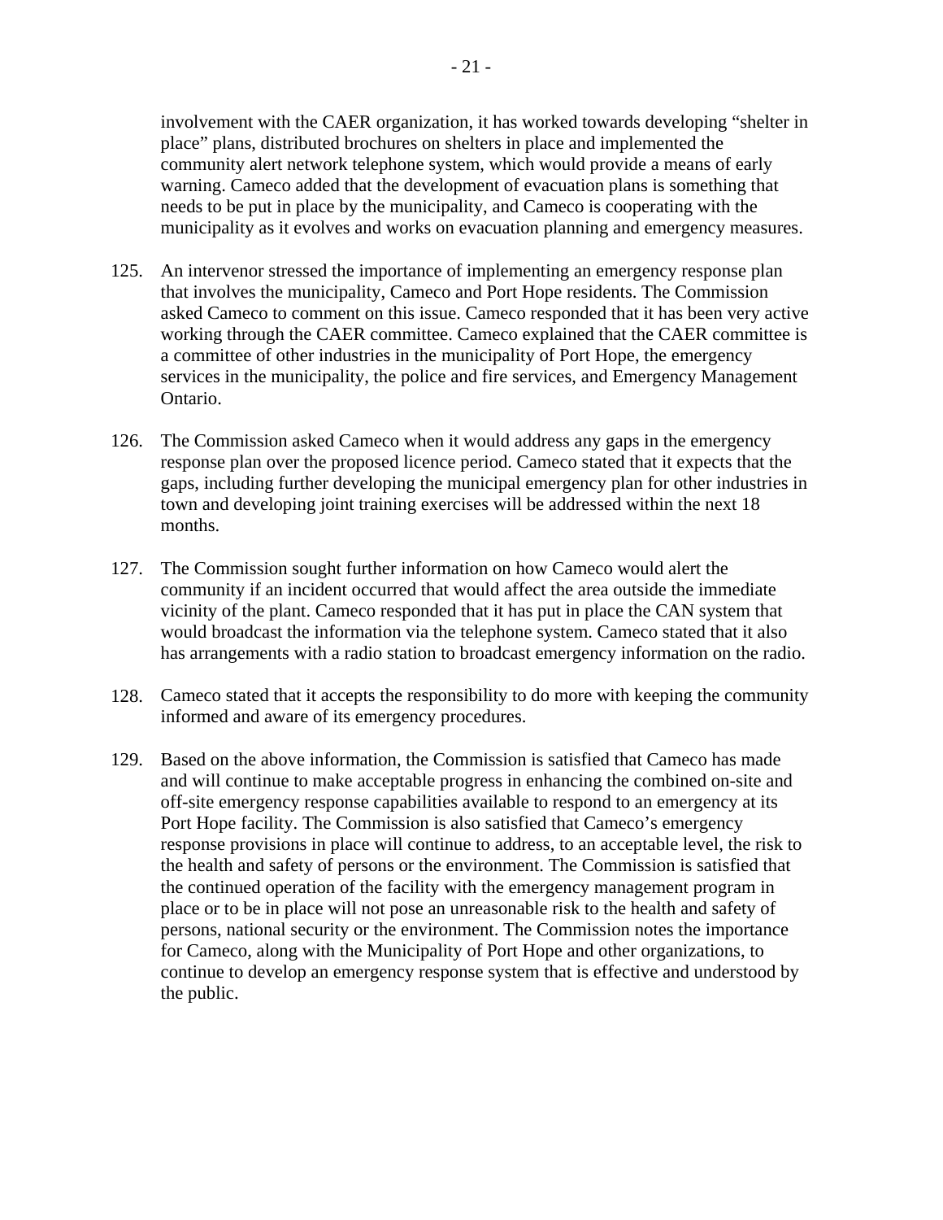involvement with the CAER organization, it has worked towards developing “shelter in place” plans, distributed brochures on shelters in place and implemented the community alert network telephone system, which would provide a means of early warning. Cameco added that the development of evacuation plans is something that needs to be put in place by the municipality, and Cameco is cooperating with the municipality as it evolves and works on evacuation planning and emergency measures.

125. An intervenor stressed the importance of implementing an emergency response plan that involves the municipality, Cameco and Port Hope residents. The Commission asked Cameco to comment on this issue. Cameco responded that it has been very active working through the CAER committee. Cameco explained that the CAER committee is a committee of other industries in the municipality of Port Hope, the emergency services in the municipality, the police and fire services, and Emergency Management Ontario.

126. The Commission asked Cameco when it would address any gaps in the emergency response plan over the proposed licence period. Cameco stated that it expects that the gaps, including further developing the municipal emergency plan for other industries in town and developing joint training exercises will be addressed within the next 18 months.

127. The Commission sought further information on how Cameco would alert the community if an incident occurred that would affect the area outside the immediate vicinity of the plant. Cameco responded that it has put in place the CAN system that would broadcast the information via the telephone system. Cameco stated that it also has arrangements with a radio station to broadcast emergency information on the radio.

128. Cameco stated that it accepts the responsibility to do more with keeping the community informed and aware of its emergency procedures.

129. Based on the above information, the Commission is satisfied that Cameco has made and will continue to make acceptable progress in enhancing the combined on-site and off-site emergency response capabilities available to respond to an emergency at its Port Hope facility. The Commission is also satisfied that Cameco’s emergency response provisions in place will continue to address, to an acceptable level, the risk to the health and safety of persons or the environment. The Commission is satisfied that the continued operation of the facility with the emergency management program in place or to be in place will not pose an unreasonable risk to the health and safety of persons, national security or the environment. The Commission notes the importance for Cameco, along with the Municipality of Port Hope and other organizations, to continue to develop an emergency response system that is effective and understood by the public.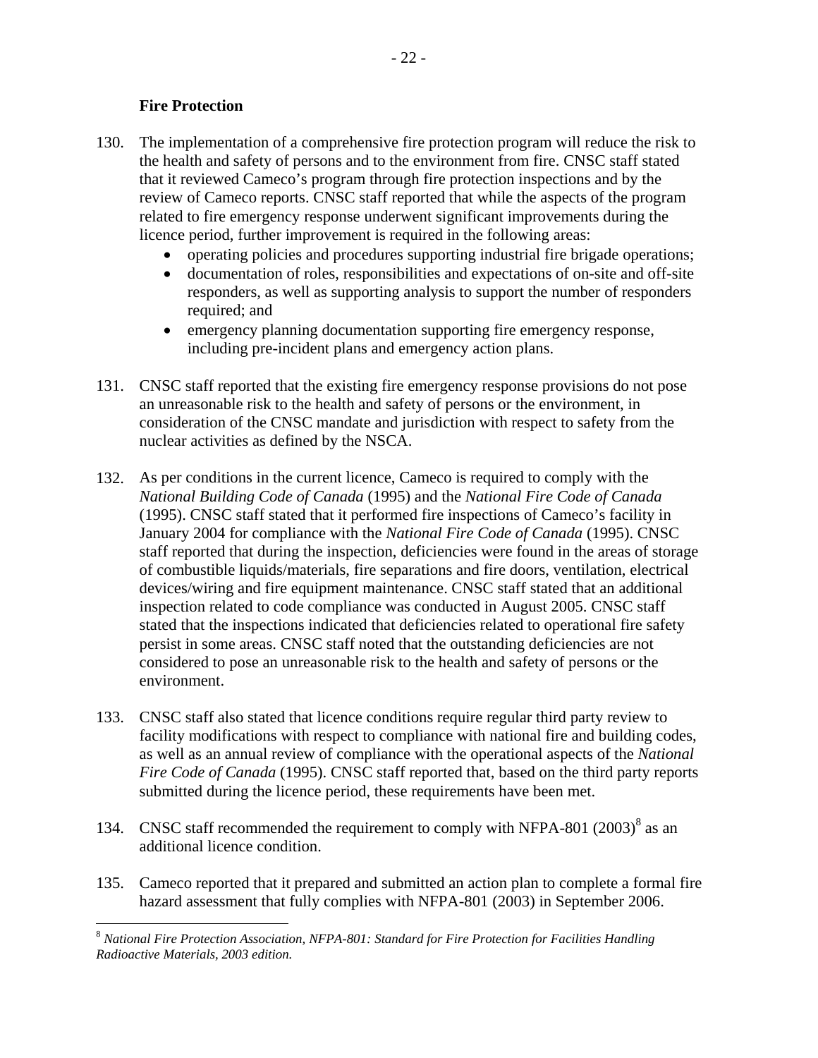**Fire Protection**

130. The implementation of a comprehensive fire protection program will reduce the risk to the health and safety of persons and to the environment from fire. CNSC staff stated that it reviewed Cameco's program through fire protection inspections and by the review of Cameco reports. CNSC staff reported that while the aspects of the program related to fire emergency response underwent significant improvements during the licence period, further improvement is required in the following areas:
    - operating policies and procedures supporting industrial fire brigade operations;
    - documentation of roles, responsibilities and expectations of on-site and off-site responders, as well as supporting analysis to support the number of responders required; and
    - emergency planning documentation supporting fire emergency response, including pre-incident plans and emergency action plans.

131. CNSC staff reported that the existing fire emergency response provisions do not pose an unreasonable risk to the health and safety of persons or the environment, in consideration of the CNSC mandate and jurisdiction with respect to safety from the nuclear activities as defined by the NSCA.

132. As per conditions in the current licence, Cameco is required to comply with the *National Building Code of Canada* (1995) and the *National Fire Code of Canada* (1995). CNSC staff stated that it performed fire inspections of Cameco's facility in January 2004 for compliance with the *National Fire Code of Canada* (1995). CNSC staff reported that during the inspection, deficiencies were found in the areas of storage of combustible liquids/materials, fire separations and fire doors, ventilation, electrical devices/wiring and fire equipment maintenance. CNSC staff stated that an additional inspection related to code compliance was conducted in August 2005. CNSC staff stated that the inspections indicated that deficiencies related to operational fire safety persist in some areas. CNSC staff noted that the outstanding deficiencies are not considered to pose an unreasonable risk to the health and safety of persons or the environment.

133. CNSC staff also stated that licence conditions require regular third party review to facility modifications with respect to compliance with national fire and building codes, as well as an annual review of compliance with the operational aspects of the *National Fire Code of Canada* (1995). CNSC staff reported that, based on the third party reports submitted during the licence period, these requirements have been met.

134. CNSC staff recommended the requirement to comply with NFPA-801 (2003)[8] as an additional licence condition.

135. Cameco reported that it prepared and submitted an action plan to complete a formal fire hazard assessment that fully complies with NFPA-801 (2003) in September 2006.

---

[8] *National Fire Protection Association, NFPA-801: Standard for Fire Protection for Facilities Handling Radioactive Materials, 2003 edition.*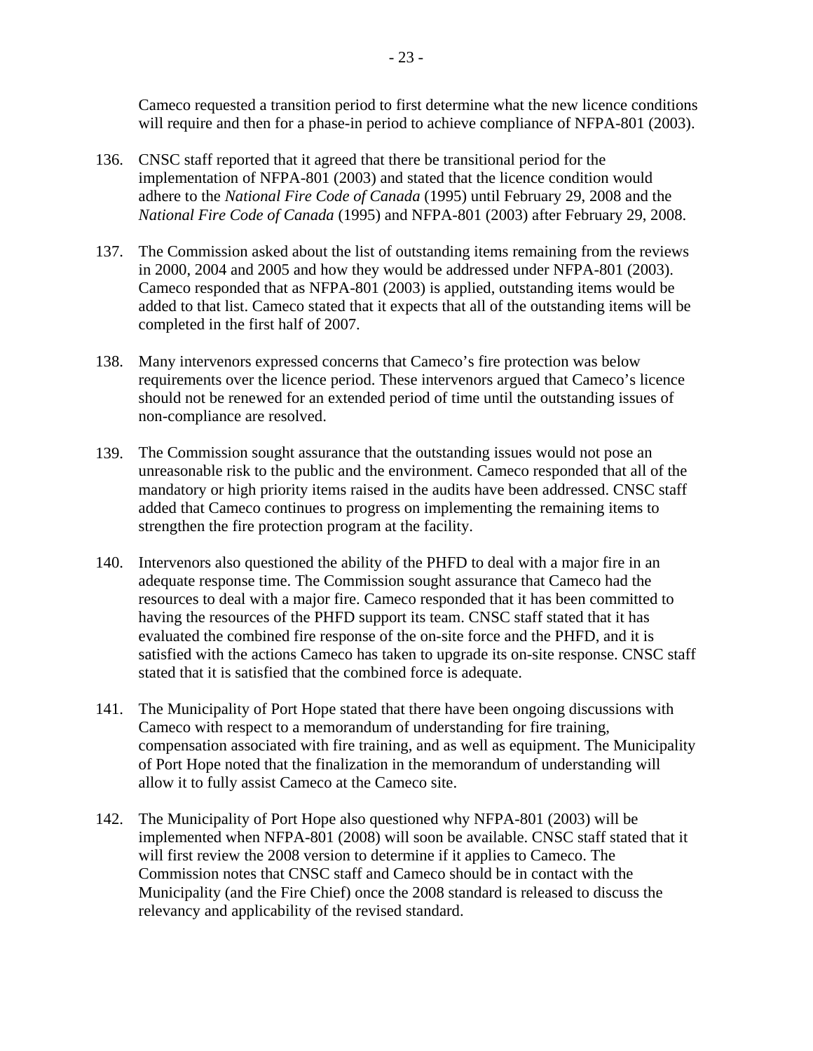Cameco requested a transition period to first determine what the new licence conditions will require and then for a phase-in period to achieve compliance of NFPA-801 (2003).

136. CNSC staff reported that it agreed that there be transitional period for the implementation of NFPA-801 (2003) and stated that the licence condition would adhere to the *National Fire Code of Canada* (1995) until February 29, 2008 and the *National Fire Code of Canada* (1995) and NFPA-801 (2003) after February 29, 2008.

137. The Commission asked about the list of outstanding items remaining from the reviews in 2000, 2004 and 2005 and how they would be addressed under NFPA-801 (2003). Cameco responded that as NFPA-801 (2003) is applied, outstanding items would be added to that list. Cameco stated that it expects that all of the outstanding items will be completed in the first half of 2007.

138. Many intervenors expressed concerns that Cameco's fire protection was below requirements over the licence period. These intervenors argued that Cameco's licence should not be renewed for an extended period of time until the outstanding issues of non-compliance are resolved.

139. The Commission sought assurance that the outstanding issues would not pose an unreasonable risk to the public and the environment. Cameco responded that all of the mandatory or high priority items raised in the audits have been addressed. CNSC staff added that Cameco continues to progress on implementing the remaining items to strengthen the fire protection program at the facility.

140. Intervenors also questioned the ability of the PHFD to deal with a major fire in an adequate response time. The Commission sought assurance that Cameco had the resources to deal with a major fire. Cameco responded that it has been committed to having the resources of the PHFD support its team. CNSC staff stated that it has evaluated the combined fire response of the on-site force and the PHFD, and it is satisfied with the actions Cameco has taken to upgrade its on-site response. CNSC staff stated that it is satisfied that the combined force is adequate.

141. The Municipality of Port Hope stated that there have been ongoing discussions with Cameco with respect to a memorandum of understanding for fire training, compensation associated with fire training, and as well as equipment. The Municipality of Port Hope noted that the finalization in the memorandum of understanding will allow it to fully assist Cameco at the Cameco site.

142. The Municipality of Port Hope also questioned why NFPA-801 (2003) will be implemented when NFPA-801 (2008) will soon be available. CNSC staff stated that it will first review the 2008 version to determine if it applies to Cameco. The Commission notes that CNSC staff and Cameco should be in contact with the Municipality (and the Fire Chief) once the 2008 standard is released to discuss the relevancy and applicability of the revised standard.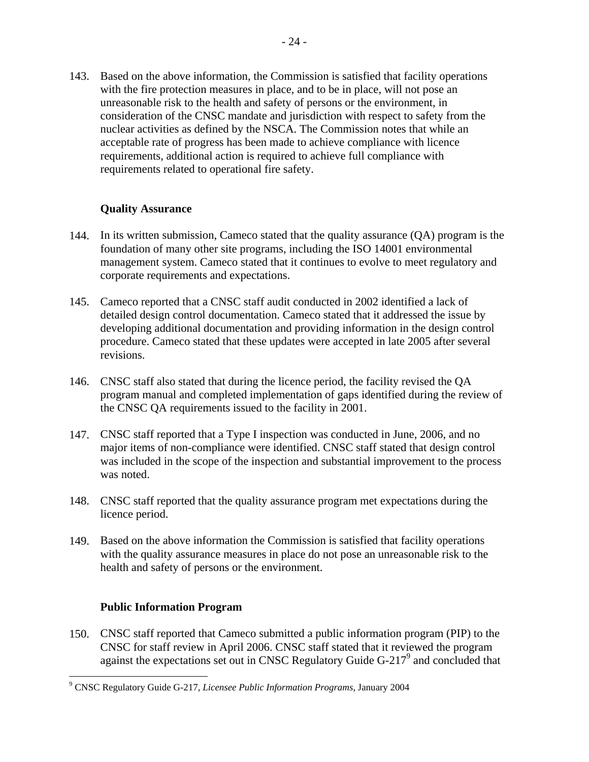143. Based on the above information, the Commission is satisfied that facility operations with the fire protection measures in place, and to be in place, will not pose an unreasonable risk to the health and safety of persons or the environment, in consideration of the CNSC mandate and jurisdiction with respect to safety from the nuclear activities as defined by the NSCA. The Commission notes that while an acceptable rate of progress has been made to achieve compliance with licence requirements, additional action is required to achieve full compliance with requirements related to operational fire safety.

**Quality Assurance**

144. In its written submission, Cameco stated that the quality assurance (QA) program is the foundation of many other site programs, including the ISO 14001 environmental management system. Cameco stated that it continues to evolve to meet regulatory and corporate requirements and expectations.

145. Cameco reported that a CNSC staff audit conducted in 2002 identified a lack of detailed design control documentation. Cameco stated that it addressed the issue by developing additional documentation and providing information in the design control procedure. Cameco stated that these updates were accepted in late 2005 after several revisions.

146. CNSC staff also stated that during the licence period, the facility revised the QA program manual and completed implementation of gaps identified during the review of the CNSC QA requirements issued to the facility in 2001.

147. CNSC staff reported that a Type I inspection was conducted in June, 2006, and no major items of non-compliance were identified. CNSC staff stated that design control was included in the scope of the inspection and substantial improvement to the process was noted.

148. CNSC staff reported that the quality assurance program met expectations during the licence period.

149. Based on the above information the Commission is satisfied that facility operations with the quality assurance measures in place do not pose an unreasonable risk to the health and safety of persons or the environment.

**Public Information Program**

150. CNSC staff reported that Cameco submitted a public information program (PIP) to the CNSC for staff review in April 2006. CNSC staff stated that it reviewed the program against the expectations set out in CNSC Regulatory Guide G-217[9] and concluded that

[9] CNSC Regulatory Guide G-217, *Licensee Public Information Programs*, January 2004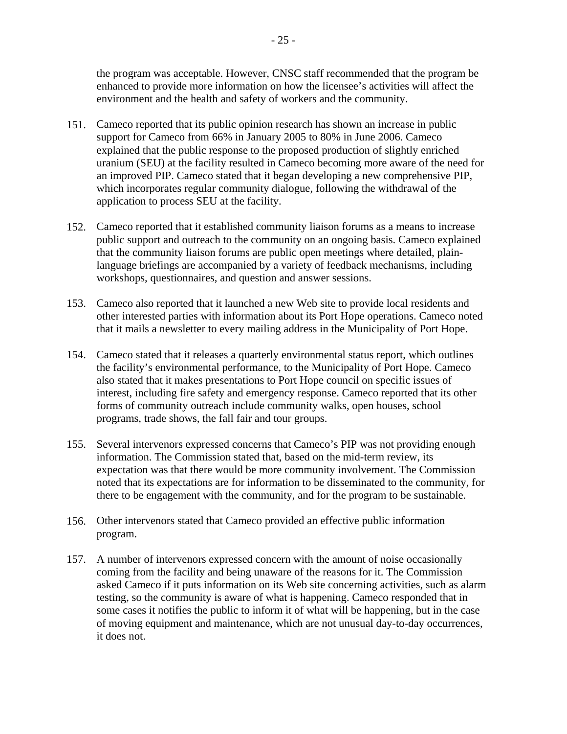the program was acceptable. However, CNSC staff recommended that the program be enhanced to provide more information on how the licensee's activities will affect the environment and the health and safety of workers and the community.

151. Cameco reported that its public opinion research has shown an increase in public support for Cameco from 66% in January 2005 to 80% in June 2006. Cameco explained that the public response to the proposed production of slightly enriched uranium (SEU) at the facility resulted in Cameco becoming more aware of the need for an improved PIP. Cameco stated that it began developing a new comprehensive PIP, which incorporates regular community dialogue, following the withdrawal of the application to process SEU at the facility.

152. Cameco reported that it established community liaison forums as a means to increase public support and outreach to the community on an ongoing basis. Cameco explained that the community liaison forums are public open meetings where detailed, plain-language briefings are accompanied by a variety of feedback mechanisms, including workshops, questionnaires, and question and answer sessions.

153. Cameco also reported that it launched a new Web site to provide local residents and other interested parties with information about its Port Hope operations. Cameco noted that it mails a newsletter to every mailing address in the Municipality of Port Hope.

154. Cameco stated that it releases a quarterly environmental status report, which outlines the facility's environmental performance, to the Municipality of Port Hope. Cameco also stated that it makes presentations to Port Hope council on specific issues of interest, including fire safety and emergency response. Cameco reported that its other forms of community outreach include community walks, open houses, school programs, trade shows, the fall fair and tour groups.

155. Several intervenors expressed concerns that Cameco's PIP was not providing enough information. The Commission stated that, based on the mid-term review, its expectation was that there would be more community involvement. The Commission noted that its expectations are for information to be disseminated to the community, for there to be engagement with the community, and for the program to be sustainable.

156. Other intervenors stated that Cameco provided an effective public information program.

157. A number of intervenors expressed concern with the amount of noise occasionally coming from the facility and being unaware of the reasons for it. The Commission asked Cameco if it puts information on its Web site concerning activities, such as alarm testing, so the community is aware of what is happening. Cameco responded that in some cases it notifies the public to inform it of what will be happening, but in the case of moving equipment and maintenance, which are not unusual day-to-day occurrences, it does not.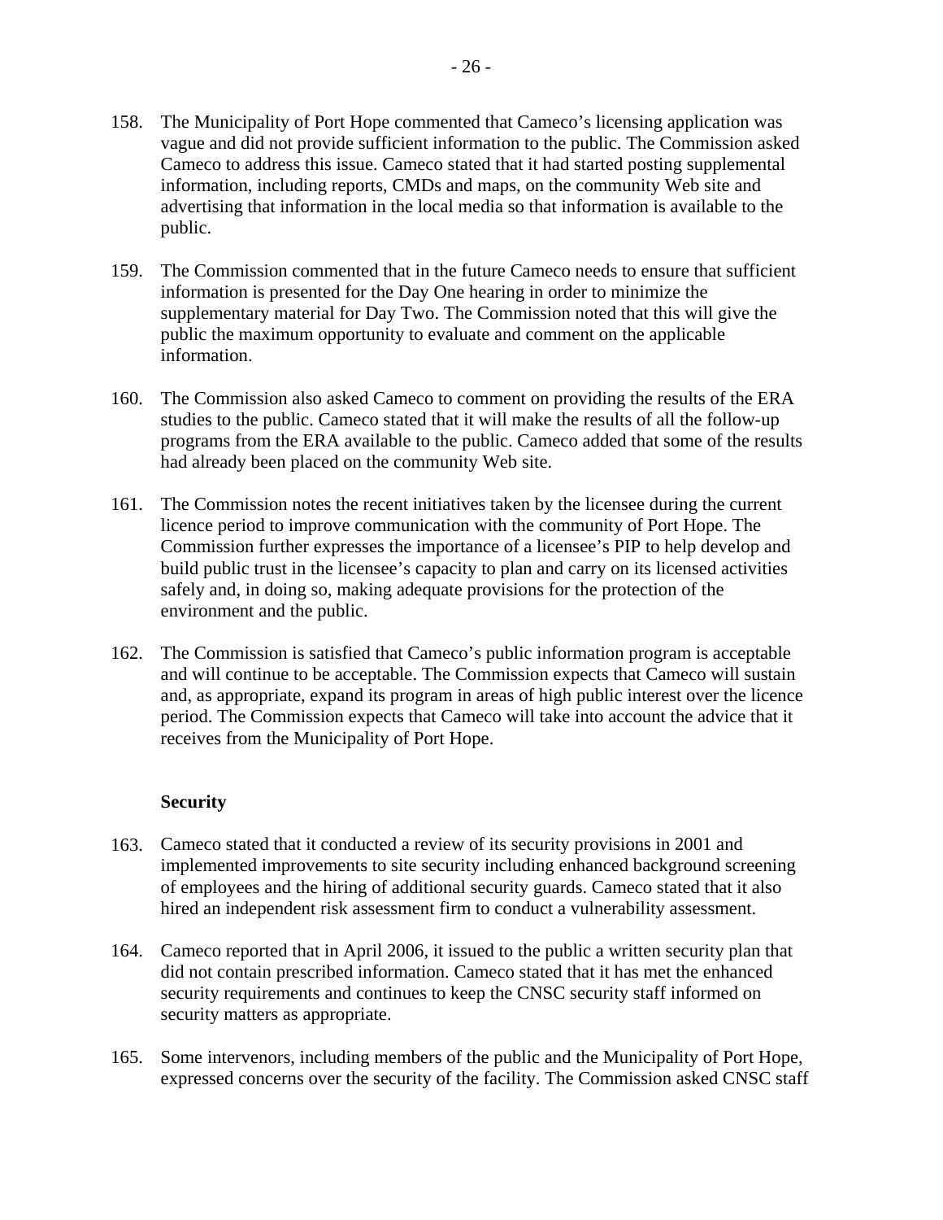158. The Municipality of Port Hope commented that Cameco's licensing application was vague and did not provide sufficient information to the public. The Commission asked Cameco to address this issue. Cameco stated that it had started posting supplemental information, including reports, CMDs and maps, on the community Web site and advertising that information in the local media so that information is available to the public.

159. The Commission commented that in the future Cameco needs to ensure that sufficient information is presented for the Day One hearing in order to minimize the supplementary material for Day Two. The Commission noted that this will give the public the maximum opportunity to evaluate and comment on the applicable information.

160. The Commission also asked Cameco to comment on providing the results of the ERA studies to the public. Cameco stated that it will make the results of all the follow-up programs from the ERA available to the public. Cameco added that some of the results had already been placed on the community Web site.

161. The Commission notes the recent initiatives taken by the licensee during the current licence period to improve communication with the community of Port Hope. The Commission further expresses the importance of a licensee's PIP to help develop and build public trust in the licensee's capacity to plan and carry on its licensed activities safely and, in doing so, making adequate provisions for the protection of the environment and the public.

162. The Commission is satisfied that Cameco's public information program is acceptable and will continue to be acceptable. The Commission expects that Cameco will sustain and, as appropriate, expand its program in areas of high public interest over the licence period. The Commission expects that Cameco will take into account the advice that it receives from the Municipality of Port Hope.

**Security**

163. Cameco stated that it conducted a review of its security provisions in 2001 and implemented improvements to site security including enhanced background screening of employees and the hiring of additional security guards. Cameco stated that it also hired an independent risk assessment firm to conduct a vulnerability assessment.

164. Cameco reported that in April 2006, it issued to the public a written security plan that did not contain prescribed information. Cameco stated that it has met the enhanced security requirements and continues to keep the CNSC security staff informed on security matters as appropriate.

165. Some intervenors, including members of the public and the Municipality of Port Hope, expressed concerns over the security of the facility. The Commission asked CNSC staff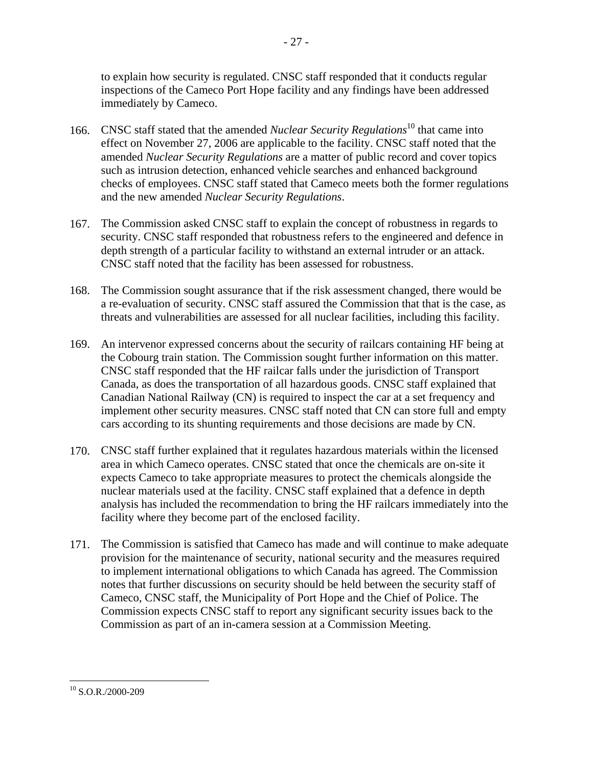to explain how security is regulated. CNSC staff responded that it conducts regular inspections of the Cameco Port Hope facility and any findings have been addressed immediately by Cameco.

166. CNSC staff stated that the amended *Nuclear Security Regulations*[10] that came into effect on November 27, 2006 are applicable to the facility. CNSC staff noted that the amended *Nuclear Security Regulations* are a matter of public record and cover topics such as intrusion detection, enhanced vehicle searches and enhanced background checks of employees. CNSC staff stated that Cameco meets both the former regulations and the new amended *Nuclear Security Regulations*.

167. The Commission asked CNSC staff to explain the concept of robustness in regards to security. CNSC staff responded that robustness refers to the engineered and defence in depth strength of a particular facility to withstand an external intruder or an attack. CNSC staff noted that the facility has been assessed for robustness.

168. The Commission sought assurance that if the risk assessment changed, there would be a re-evaluation of security. CNSC staff assured the Commission that that is the case, as threats and vulnerabilities are assessed for all nuclear facilities, including this facility.

169. An intervenor expressed concerns about the security of railcars containing HF being at the Cobourg train station. The Commission sought further information on this matter. CNSC staff responded that the HF railcar falls under the jurisdiction of Transport Canada, as does the transportation of all hazardous goods. CNSC staff explained that Canadian National Railway (CN) is required to inspect the car at a set frequency and implement other security measures. CNSC staff noted that CN can store full and empty cars according to its shunting requirements and those decisions are made by CN.

170. CNSC staff further explained that it regulates hazardous materials within the licensed area in which Cameco operates. CNSC stated that once the chemicals are on-site it expects Cameco to take appropriate measures to protect the chemicals alongside the nuclear materials used at the facility. CNSC staff explained that a defence in depth analysis has included the recommendation to bring the HF railcars immediately into the facility where they become part of the enclosed facility.

171. The Commission is satisfied that Cameco has made and will continue to make adequate provision for the maintenance of security, national security and the measures required to implement international obligations to which Canada has agreed. The Commission notes that further discussions on security should be held between the security staff of Cameco, CNSC staff, the Municipality of Port Hope and the Chief of Police. The Commission expects CNSC staff to report any significant security issues back to the Commission as part of an in-camera session at a Commission Meeting.

---

[10] S.O.R./2000-209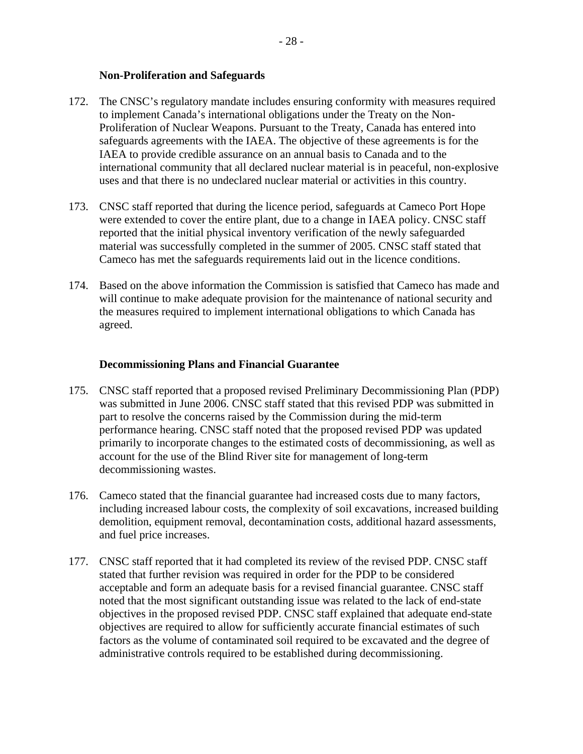### Non-Proliferation and Safeguards

172. The CNSC's regulatory mandate includes ensuring conformity with measures required to implement Canada's international obligations under the Treaty on the Non-Proliferation of Nuclear Weapons. Pursuant to the Treaty, Canada has entered into safeguards agreements with the IAEA. The objective of these agreements is for the IAEA to provide credible assurance on an annual basis to Canada and to the international community that all declared nuclear material is in peaceful, non-explosive uses and that there is no undeclared nuclear material or activities in this country.

173. CNSC staff reported that during the licence period, safeguards at Cameco Port Hope were extended to cover the entire plant, due to a change in IAEA policy. CNSC staff reported that the initial physical inventory verification of the newly safeguarded material was successfully completed in the summer of 2005. CNSC staff stated that Cameco has met the safeguards requirements laid out in the licence conditions.

174. Based on the above information the Commission is satisfied that Cameco has made and will continue to make adequate provision for the maintenance of national security and the measures required to implement international obligations to which Canada has agreed.

### Decommissioning Plans and Financial Guarantee

175. CNSC staff reported that a proposed revised Preliminary Decommissioning Plan (PDP) was submitted in June 2006. CNSC staff stated that this revised PDP was submitted in part to resolve the concerns raised by the Commission during the mid-term performance hearing. CNSC staff noted that the proposed revised PDP was updated primarily to incorporate changes to the estimated costs of decommissioning, as well as account for the use of the Blind River site for management of long-term decommissioning wastes.

176. Cameco stated that the financial guarantee had increased costs due to many factors, including increased labour costs, the complexity of soil excavations, increased building demolition, equipment removal, decontamination costs, additional hazard assessments, and fuel price increases.

177. CNSC staff reported that it had completed its review of the revised PDP. CNSC staff stated that further revision was required in order for the PDP to be considered acceptable and form an adequate basis for a revised financial guarantee. CNSC staff noted that the most significant outstanding issue was related to the lack of end-state objectives in the proposed revised PDP. CNSC staff explained that adequate end-state objectives are required to allow for sufficiently accurate financial estimates of such factors as the volume of contaminated soil required to be excavated and the degree of administrative controls required to be established during decommissioning.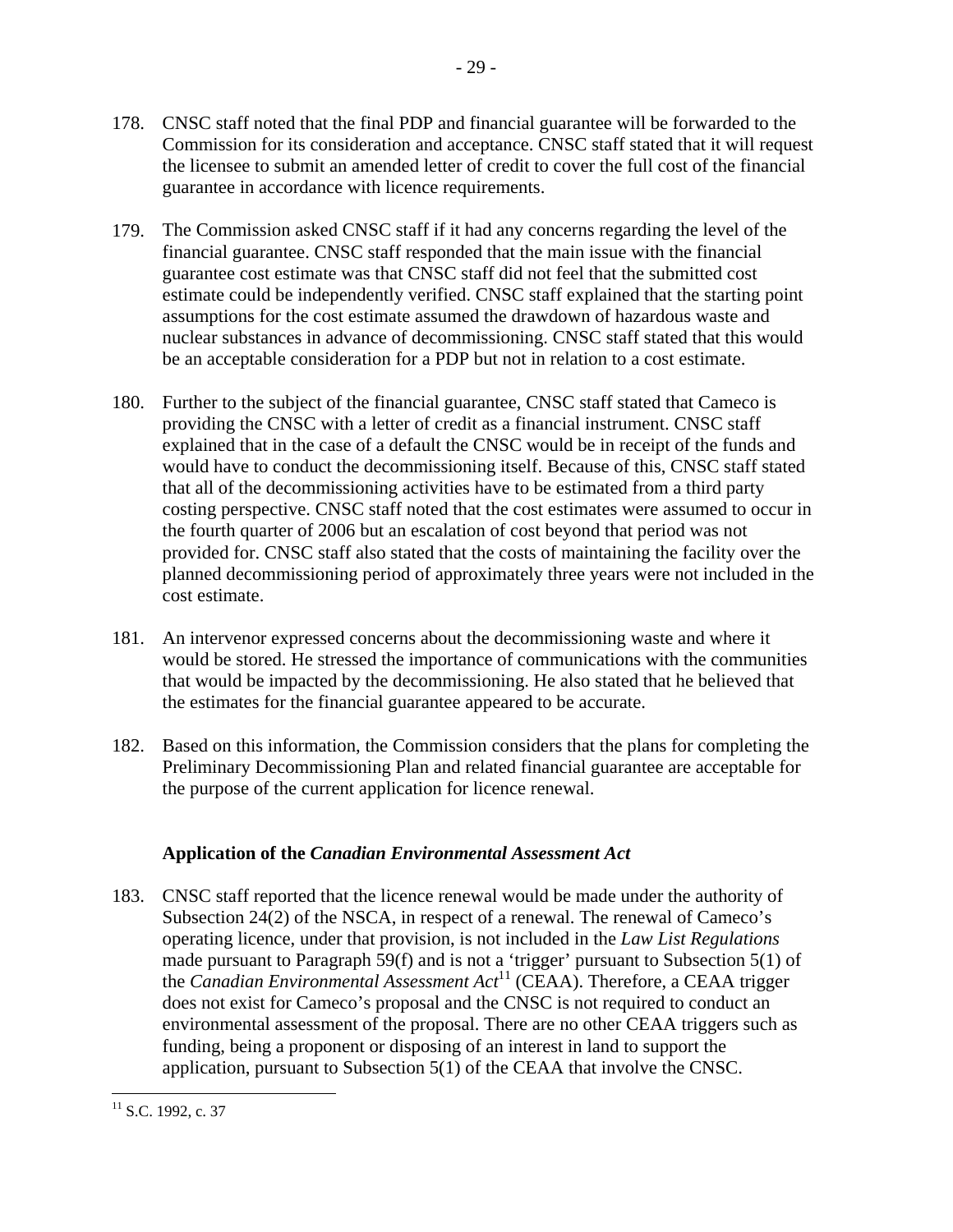178. CNSC staff noted that the final PDP and financial guarantee will be forwarded to the Commission for its consideration and acceptance. CNSC staff stated that it will request the licensee to submit an amended letter of credit to cover the full cost of the financial guarantee in accordance with licence requirements.

179. The Commission asked CNSC staff if it had any concerns regarding the level of the financial guarantee. CNSC staff responded that the main issue with the financial guarantee cost estimate was that CNSC staff did not feel that the submitted cost estimate could be independently verified. CNSC staff explained that the starting point assumptions for the cost estimate assumed the drawdown of hazardous waste and nuclear substances in advance of decommissioning. CNSC staff stated that this would be an acceptable consideration for a PDP but not in relation to a cost estimate.

180. Further to the subject of the financial guarantee, CNSC staff stated that Cameco is providing the CNSC with a letter of credit as a financial instrument. CNSC staff explained that in the case of a default the CNSC would be in receipt of the funds and would have to conduct the decommissioning itself. Because of this, CNSC staff stated that all of the decommissioning activities have to be estimated from a third party costing perspective. CNSC staff noted that the cost estimates were assumed to occur in the fourth quarter of 2006 but an escalation of cost beyond that period was not provided for. CNSC staff also stated that the costs of maintaining the facility over the planned decommissioning period of approximately three years were not included in the cost estimate.

181. An intervenor expressed concerns about the decommissioning waste and where it would be stored. He stressed the importance of communications with the communities that would be impacted by the decommissioning. He also stated that he believed that the estimates for the financial guarantee appeared to be accurate.

182. Based on this information, the Commission considers that the plans for completing the Preliminary Decommissioning Plan and related financial guarantee are acceptable for the purpose of the current application for licence renewal.

### Application of the *Canadian Environmental Assessment Act*

183. CNSC staff reported that the licence renewal would be made under the authority of Subsection 24(2) of the NSCA, in respect of a renewal. The renewal of Cameco's operating licence, under that provision, is not included in the *Law List Regulations* made pursuant to Paragraph 59(f) and is not a 'trigger' pursuant to Subsection 5(1) of the *Canadian Environmental Assessment Act*[11] (CEAA). Therefore, a CEAA trigger does not exist for Cameco's proposal and the CNSC is not required to conduct an environmental assessment of the proposal. There are no other CEAA triggers such as funding, being a proponent or disposing of an interest in land to support the application, pursuant to Subsection 5(1) of the CEAA that involve the CNSC.

[11] S.C. 1992, c. 37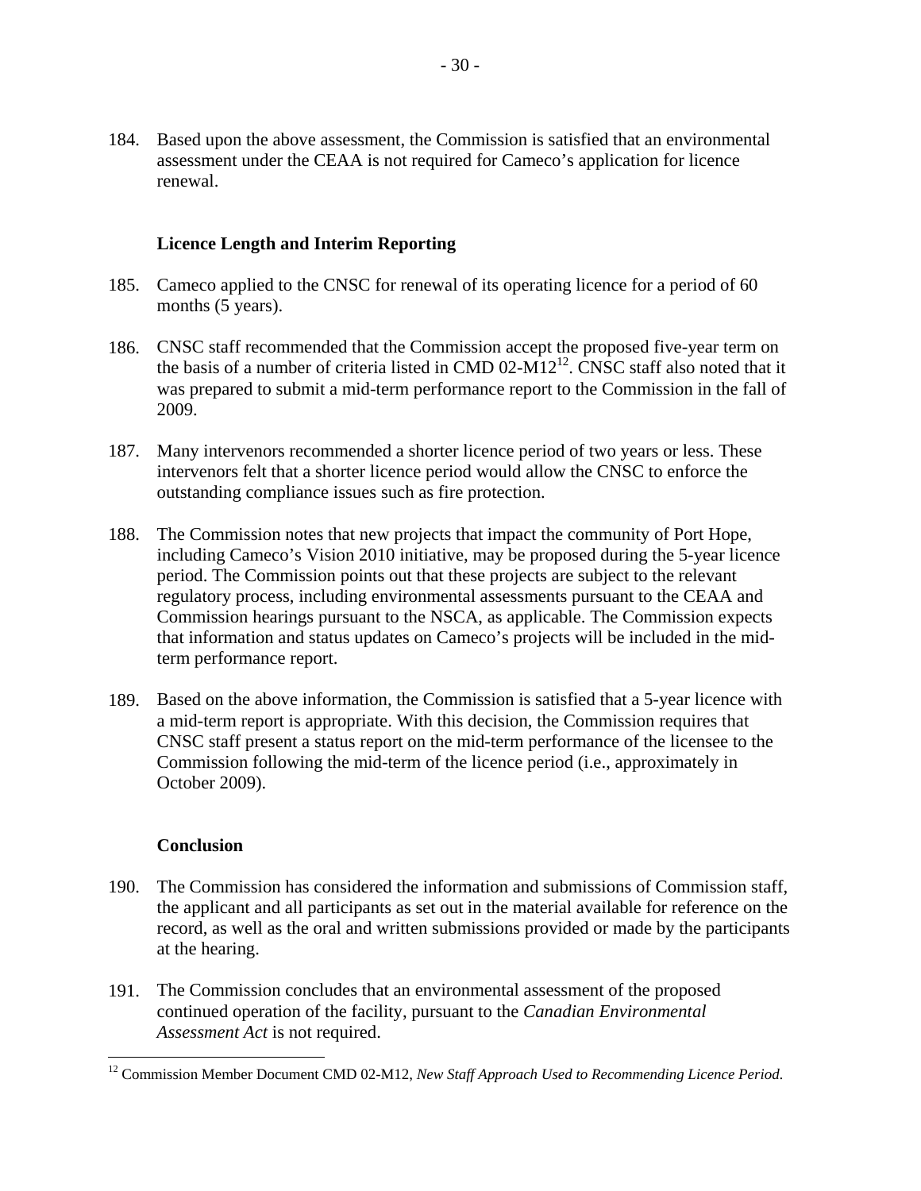184. Based upon the above assessment, the Commission is satisfied that an environmental assessment under the CEAA is not required for Cameco's application for licence renewal.

### Licence Length and Interim Reporting

185. Cameco applied to the CNSC for renewal of its operating licence for a period of 60 months (5 years).

186. CNSC staff recommended that the Commission accept the proposed five-year term on the basis of a number of criteria listed in CMD 02-M12[12]. CNSC staff also noted that it was prepared to submit a mid-term performance report to the Commission in the fall of 2009.

187. Many intervenors recommended a shorter licence period of two years or less. These intervenors felt that a shorter licence period would allow the CNSC to enforce the outstanding compliance issues such as fire protection.

188. The Commission notes that new projects that impact the community of Port Hope, including Cameco's Vision 2010 initiative, may be proposed during the 5-year licence period. The Commission points out that these projects are subject to the relevant regulatory process, including environmental assessments pursuant to the CEAA and Commission hearings pursuant to the NSCA, as applicable. The Commission expects that information and status updates on Cameco's projects will be included in the mid-term performance report.

189. Based on the above information, the Commission is satisfied that a 5-year licence with a mid-term report is appropriate. With this decision, the Commission requires that CNSC staff present a status report on the mid-term performance of the licensee to the Commission following the mid-term of the licence period (i.e., approximately in October 2009).

### Conclusion

190. The Commission has considered the information and submissions of Commission staff, the applicant and all participants as set out in the material available for reference on the record, as well as the oral and written submissions provided or made by the participants at the hearing.

191. The Commission concludes that an environmental assessment of the proposed continued operation of the facility, pursuant to the *Canadian Environmental Assessment Act* is not required.

---

[12] Commission Member Document CMD 02-M12, *New Staff Approach Used to Recommending Licence Period.*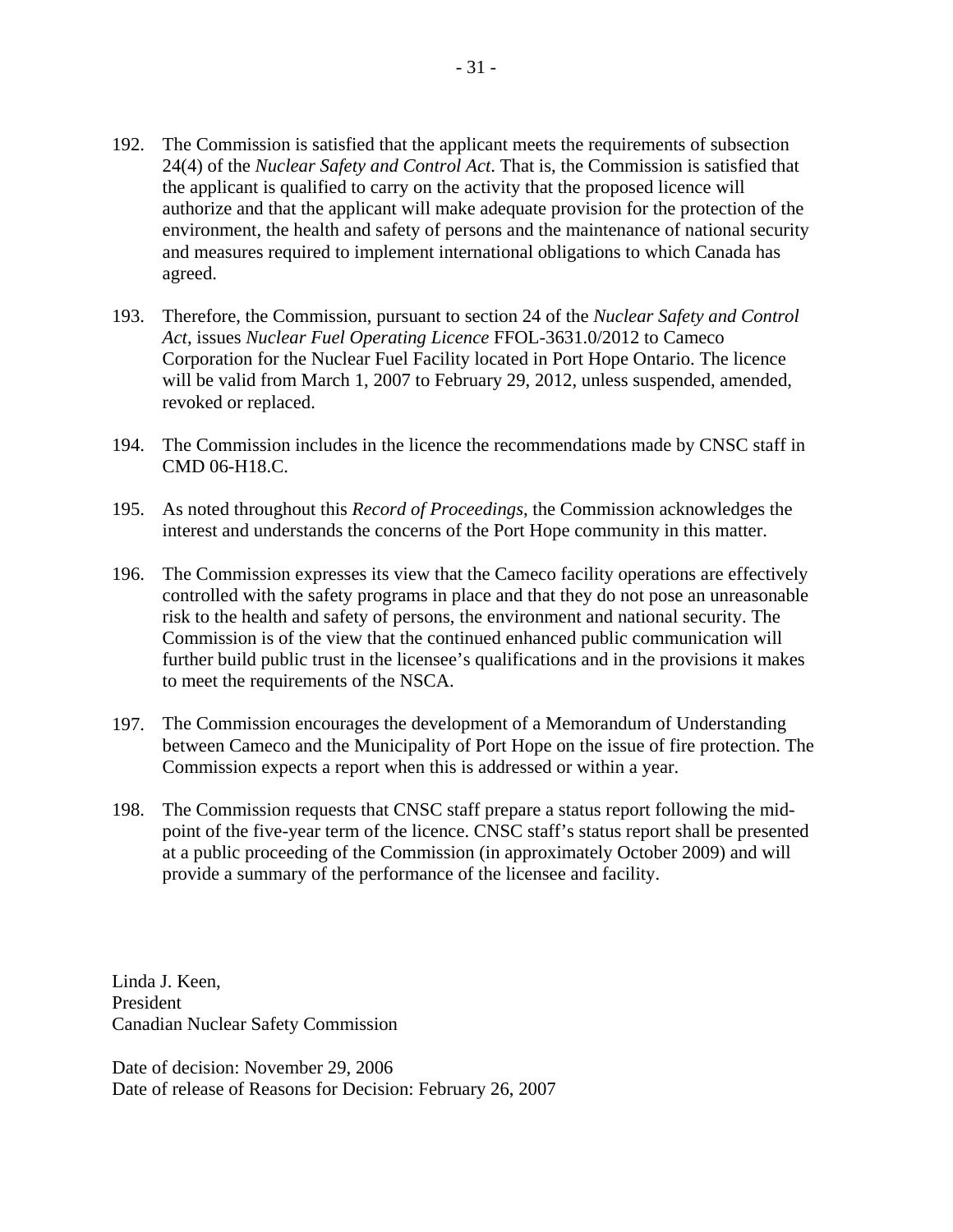192. The Commission is satisfied that the applicant meets the requirements of subsection 24(4) of the *Nuclear Safety and Control Act*. That is, the Commission is satisfied that the applicant is qualified to carry on the activity that the proposed licence will authorize and that the applicant will make adequate provision for the protection of the environment, the health and safety of persons and the maintenance of national security and measures required to implement international obligations to which Canada has agreed.

193. Therefore, the Commission, pursuant to section 24 of the *Nuclear Safety and Control Act*, issues *Nuclear Fuel Operating Licence* FFOL-3631.0/2012 to Cameco Corporation for the Nuclear Fuel Facility located in Port Hope Ontario. The licence will be valid from March 1, 2007 to February 29, 2012, unless suspended, amended, revoked or replaced.

194. The Commission includes in the licence the recommendations made by CNSC staff in CMD 06-H18.C.

195. As noted throughout this *Record of Proceedings*, the Commission acknowledges the interest and understands the concerns of the Port Hope community in this matter.

196. The Commission expresses its view that the Cameco facility operations are effectively controlled with the safety programs in place and that they do not pose an unreasonable risk to the health and safety of persons, the environment and national security. The Commission is of the view that the continued enhanced public communication will further build public trust in the licensee's qualifications and in the provisions it makes to meet the requirements of the NSCA.

197. The Commission encourages the development of a Memorandum of Understanding between Cameco and the Municipality of Port Hope on the issue of fire protection. The Commission expects a report when this is addressed or within a year.

198. The Commission requests that CNSC staff prepare a status report following the mid-point of the five-year term of the licence. CNSC staff's status report shall be presented at a public proceeding of the Commission (in approximately October 2009) and will provide a summary of the performance of the licensee and facility.

Linda J. Keen,
President
Canadian Nuclear Safety Commission

Date of decision: November 29, 2006
Date of release of Reasons for Decision: February 26, 2007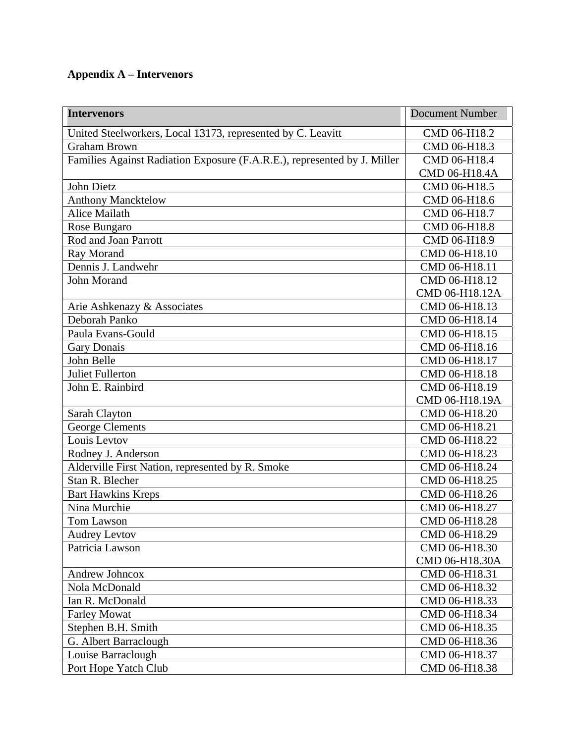**Appendix A – Intervenors**

| Intervenors | Document Number |
|---|---|
| United Steelworkers, Local 13173, represented by C. Leavitt | CMD 06-H18.2 |
| Graham Brown | CMD 06-H18.3 |
| Families Against Radiation Exposure (F.A.R.E.), represented by J. Miller | CMD 06-H18.4<br>CMD 06-H18.4A |
| John Dietz | CMD 06-H18.5 |
| Anthony Mancktelow | CMD 06-H18.6 |
| Alice Mailath | CMD 06-H18.7 |
| Rose Bungaro | CMD 06-H18.8 |
| Rod and Joan Parrott | CMD 06-H18.9 |
| Ray Morand | CMD 06-H18.10 |
| Dennis J. Landwehr | CMD 06-H18.11 |
| John Morand | CMD 06-H18.12<br>CMD 06-H18.12A |
| Arie Ashkenazy & Associates | CMD 06-H18.13 |
| Deborah Panko | CMD 06-H18.14 |
| Paula Evans-Gould | CMD 06-H18.15 |
| Gary Donais | CMD 06-H18.16 |
| John Belle | CMD 06-H18.17 |
| Juliet Fullerton | CMD 06-H18.18 |
| John E. Rainbird | CMD 06-H18.19<br>CMD 06-H18.19A |
| Sarah Clayton | CMD 06-H18.20 |
| George Clements | CMD 06-H18.21 |
| Louis Levtov | CMD 06-H18.22 |
| Rodney J. Anderson | CMD 06-H18.23 |
| Alderville First Nation, represented by R. Smoke | CMD 06-H18.24 |
| Stan R. Blecher | CMD 06-H18.25 |
| Bart Hawkins Kreps | CMD 06-H18.26 |
| Nina Murchie | CMD 06-H18.27 |
| Tom Lawson | CMD 06-H18.28 |
| Audrey Levtov | CMD 06-H18.29 |
| Patricia Lawson | CMD 06-H18.30<br>CMD 06-H18.30A |
| Andrew Johncox | CMD 06-H18.31 |
| Nola McDonald | CMD 06-H18.32 |
| Ian R. McDonald | CMD 06-H18.33 |
| Farley Mowat | CMD 06-H18.34 |
| Stephen B.H. Smith | CMD 06-H18.35 |
| G. Albert Barraclough | CMD 06-H18.36 |
| Louise Barraclough | CMD 06-H18.37 |
| Port Hope Yatch Club | CMD 06-H18.38 |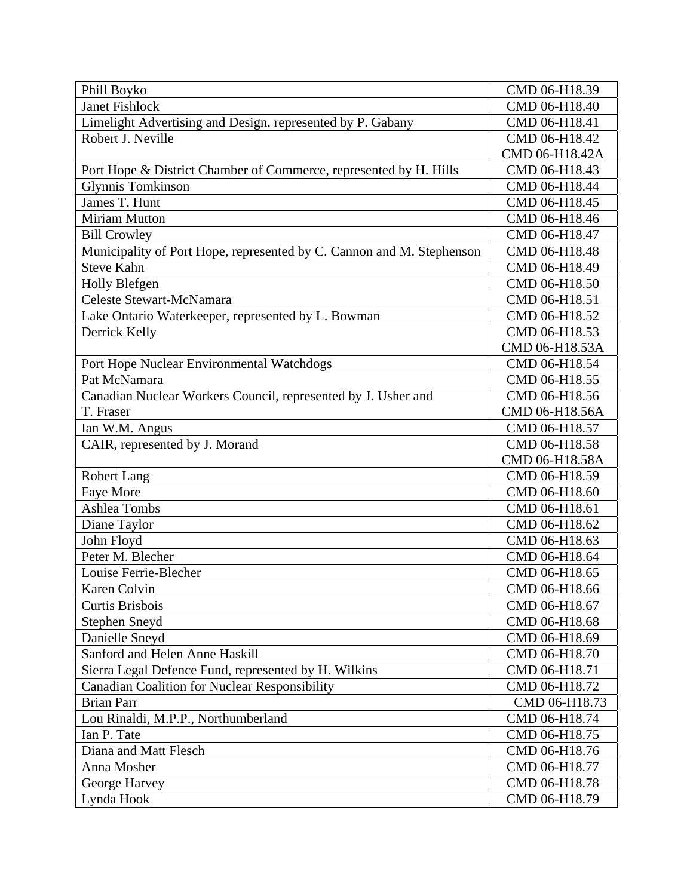| | |
|---|---|
| Phill Boyko | CMD 06-H18.39 |
| Janet Fishlock | CMD 06-H18.40 |
| Limelight Advertising and Design, represented by P. Gabany | CMD 06-H18.41 |
| Robert J. Neville | CMD 06-H18.42<br>CMD 06-H18.42A |
| Port Hope & District Chamber of Commerce, represented by H. Hills | CMD 06-H18.43 |
| Glynnis Tomkinson | CMD 06-H18.44 |
| James T. Hunt | CMD 06-H18.45 |
| Miriam Mutton | CMD 06-H18.46 |
| Bill Crowley | CMD 06-H18.47 |
| Municipality of Port Hope, represented by C. Cannon and M. Stephenson | CMD 06-H18.48 |
| Steve Kahn | CMD 06-H18.49 |
| Holly Blefgen | CMD 06-H18.50 |
| Celeste Stewart-McNamara | CMD 06-H18.51 |
| Lake Ontario Waterkeeper, represented by L. Bowman | CMD 06-H18.52 |
| Derrick Kelly | CMD 06-H18.53<br>CMD 06-H18.53A |
| Port Hope Nuclear Environmental Watchdogs | CMD 06-H18.54 |
| Pat McNamara | CMD 06-H18.55 |
| Canadian Nuclear Workers Council, represented by J. Usher and T. Fraser | CMD 06-H18.56<br>CMD 06-H18.56A |
| Ian W.M. Angus | CMD 06-H18.57 |
| CAIR, represented by J. Morand | CMD 06-H18.58<br>CMD 06-H18.58A |
| Robert Lang | CMD 06-H18.59 |
| Faye More | CMD 06-H18.60 |
| Ashlea Tombs | CMD 06-H18.61 |
| Diane Taylor | CMD 06-H18.62 |
| John Floyd | CMD 06-H18.63 |
| Peter M. Blecher | CMD 06-H18.64 |
| Louise Ferrie-Blecher | CMD 06-H18.65 |
| Karen Colvin | CMD 06-H18.66 |
| Curtis Brisbois | CMD 06-H18.67 |
| Stephen Sneyd | CMD 06-H18.68 |
| Danielle Sneyd | CMD 06-H18.69 |
| Sanford and Helen Anne Haskill | CMD 06-H18.70 |
| Sierra Legal Defence Fund, represented by H. Wilkins | CMD 06-H18.71 |
| Canadian Coalition for Nuclear Responsibility | CMD 06-H18.72 |
| Brian Parr | CMD 06-H18.73 |
| Lou Rinaldi, M.P.P., Northumberland | CMD 06-H18.74 |
| Ian P. Tate | CMD 06-H18.75 |
| Diana and Matt Flesch | CMD 06-H18.76 |
| Anna Mosher | CMD 06-H18.77 |
| George Harvey | CMD 06-H18.78 |
| Lynda Hook | CMD 06-H18.79 |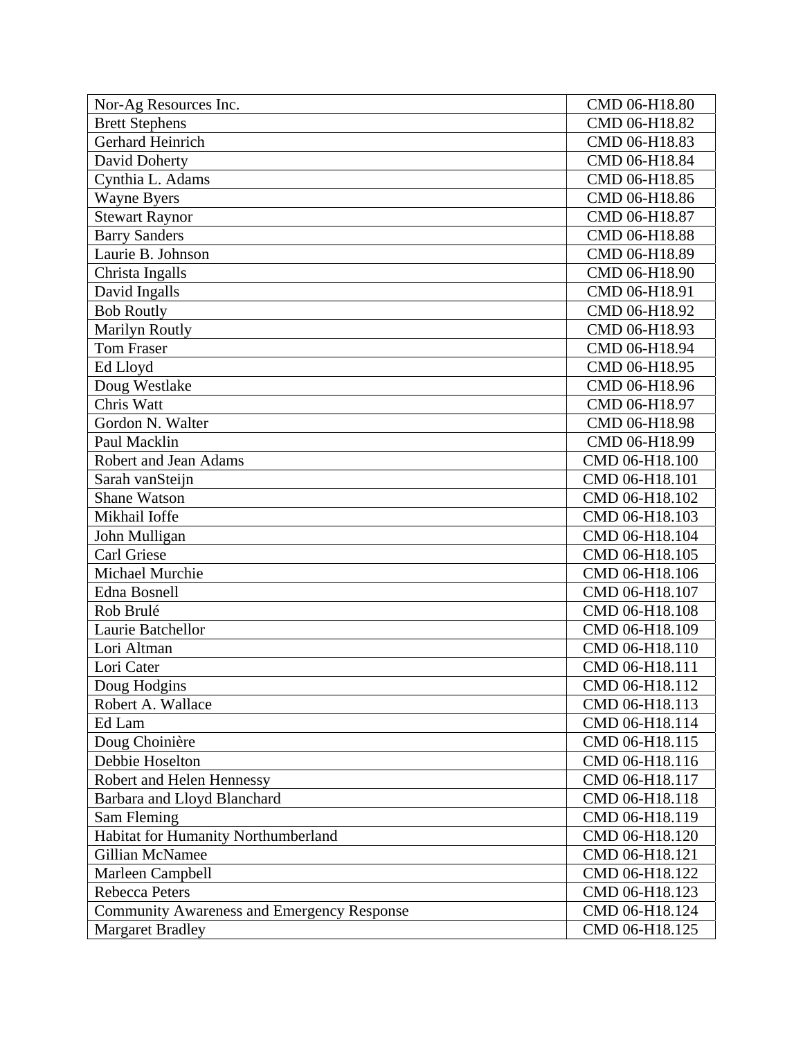| Nor-Ag Resources Inc. | CMD 06-H18.80 |
|---|---|
| Brett Stephens | CMD 06-H18.82 |
| Gerhard Heinrich | CMD 06-H18.83 |
| David Doherty | CMD 06-H18.84 |
| Cynthia L. Adams | CMD 06-H18.85 |
| Wayne Byers | CMD 06-H18.86 |
| Stewart Raynor | CMD 06-H18.87 |
| Barry Sanders | CMD 06-H18.88 |
| Laurie B. Johnson | CMD 06-H18.89 |
| Christa Ingalls | CMD 06-H18.90 |
| David Ingalls | CMD 06-H18.91 |
| Bob Routly | CMD 06-H18.92 |
| Marilyn Routly | CMD 06-H18.93 |
| Tom Fraser | CMD 06-H18.94 |
| Ed Lloyd | CMD 06-H18.95 |
| Doug Westlake | CMD 06-H18.96 |
| Chris Watt | CMD 06-H18.97 |
| Gordon N. Walter | CMD 06-H18.98 |
| Paul Macklin | CMD 06-H18.99 |
| Robert and Jean Adams | CMD 06-H18.100 |
| Sarah vanSteijn | CMD 06-H18.101 |
| Shane Watson | CMD 06-H18.102 |
| Mikhail Ioffe | CMD 06-H18.103 |
| John Mulligan | CMD 06-H18.104 |
| Carl Griese | CMD 06-H18.105 |
| Michael Murchie | CMD 06-H18.106 |
| Edna Bosnell | CMD 06-H18.107 |
| Rob Brulé | CMD 06-H18.108 |
| Laurie Batchellor | CMD 06-H18.109 |
| Lori Altman | CMD 06-H18.110 |
| Lori Cater | CMD 06-H18.111 |
| Doug Hodgins | CMD 06-H18.112 |
| Robert A. Wallace | CMD 06-H18.113 |
| Ed Lam | CMD 06-H18.114 |
| Doug Choinière | CMD 06-H18.115 |
| Debbie Hoselton | CMD 06-H18.116 |
| Robert and Helen Hennessy | CMD 06-H18.117 |
| Barbara and Lloyd Blanchard | CMD 06-H18.118 |
| Sam Fleming | CMD 06-H18.119 |
| Habitat for Humanity Northumberland | CMD 06-H18.120 |
| Gillian McNamee | CMD 06-H18.121 |
| Marleen Campbell | CMD 06-H18.122 |
| Rebecca Peters | CMD 06-H18.123 |
| Community Awareness and Emergency Response | CMD 06-H18.124 |
| Margaret Bradley | CMD 06-H18.125 |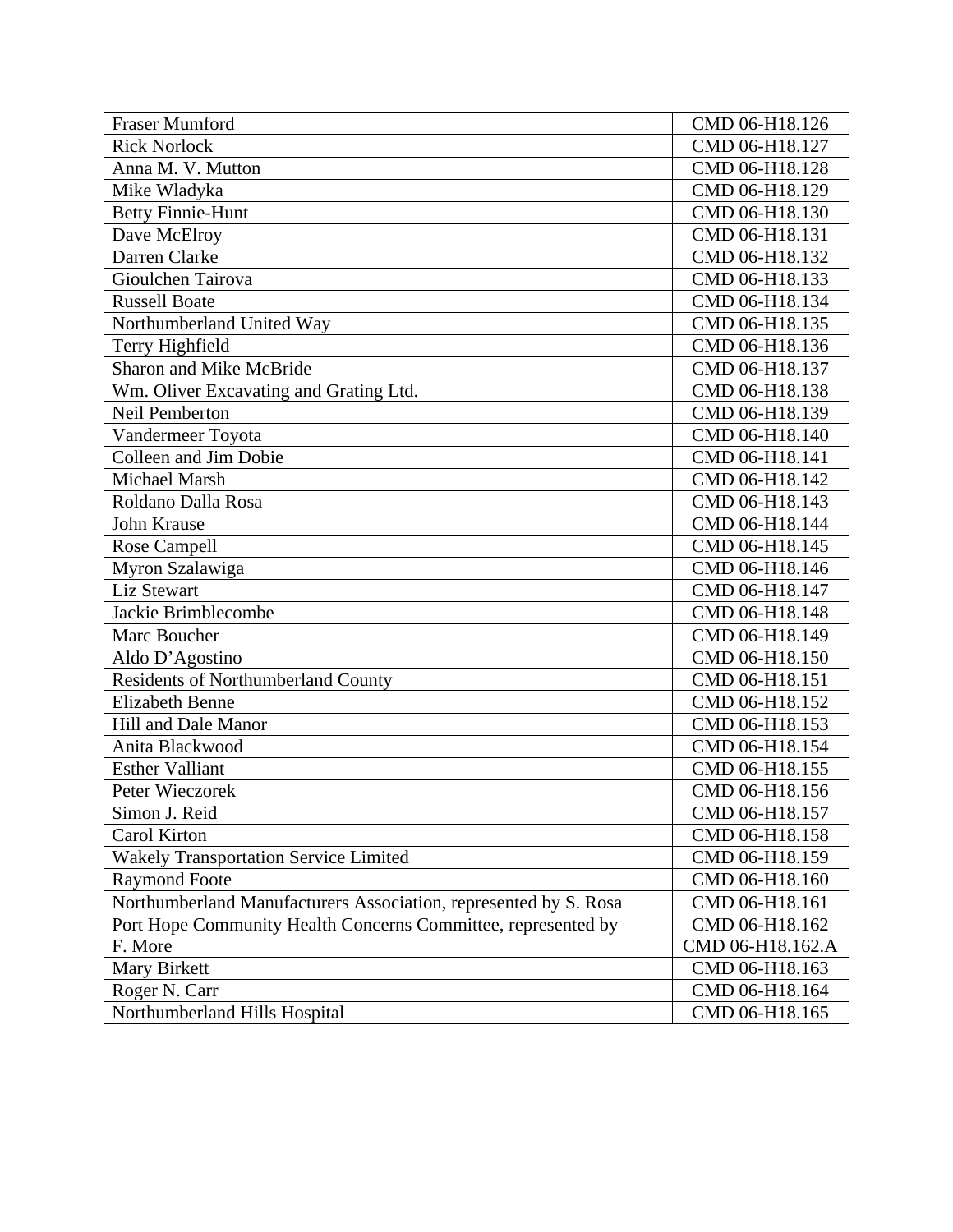| | |
|---|---|
| Fraser Mumford | CMD 06-H18.126 |
| Rick Norlock | CMD 06-H18.127 |
| Anna M. V. Mutton | CMD 06-H18.128 |
| Mike Wladyka | CMD 06-H18.129 |
| Betty Finnie-Hunt | CMD 06-H18.130 |
| Dave McElroy | CMD 06-H18.131 |
| Darren Clarke | CMD 06-H18.132 |
| Gioulchen Tairova | CMD 06-H18.133 |
| Russell Boate | CMD 06-H18.134 |
| Northumberland United Way | CMD 06-H18.135 |
| Terry Highfield | CMD 06-H18.136 |
| Sharon and Mike McBride | CMD 06-H18.137 |
| Wm. Oliver Excavating and Grating Ltd. | CMD 06-H18.138 |
| Neil Pemberton | CMD 06-H18.139 |
| Vandermeer Toyota | CMD 06-H18.140 |
| Colleen and Jim Dobie | CMD 06-H18.141 |
| Michael Marsh | CMD 06-H18.142 |
| Roldano Dalla Rosa | CMD 06-H18.143 |
| John Krause | CMD 06-H18.144 |
| Rose Campell | CMD 06-H18.145 |
| Myron Szalawiga | CMD 06-H18.146 |
| Liz Stewart | CMD 06-H18.147 |
| Jackie Brimblecombe | CMD 06-H18.148 |
| Marc Boucher | CMD 06-H18.149 |
| Aldo D'Agostino | CMD 06-H18.150 |
| Residents of Northumberland County | CMD 06-H18.151 |
| Elizabeth Benne | CMD 06-H18.152 |
| Hill and Dale Manor | CMD 06-H18.153 |
| Anita Blackwood | CMD 06-H18.154 |
| Esther Valliant | CMD 06-H18.155 |
| Peter Wieczorek | CMD 06-H18.156 |
| Simon J. Reid | CMD 06-H18.157 |
| Carol Kirton | CMD 06-H18.158 |
| Wakely Transportation Service Limited | CMD 06-H18.159 |
| Raymond Foote | CMD 06-H18.160 |
| Northumberland Manufacturers Association, represented by S. Rosa | CMD 06-H18.161 |
| Port Hope Community Health Concerns Committee, represented by F. More | CMD 06-H18.162<br>CMD 06-H18.162.A |
| Mary Birkett | CMD 06-H18.163 |
| Roger N. Carr | CMD 06-H18.164 |
| Northumberland Hills Hospital | CMD 06-H18.165 |